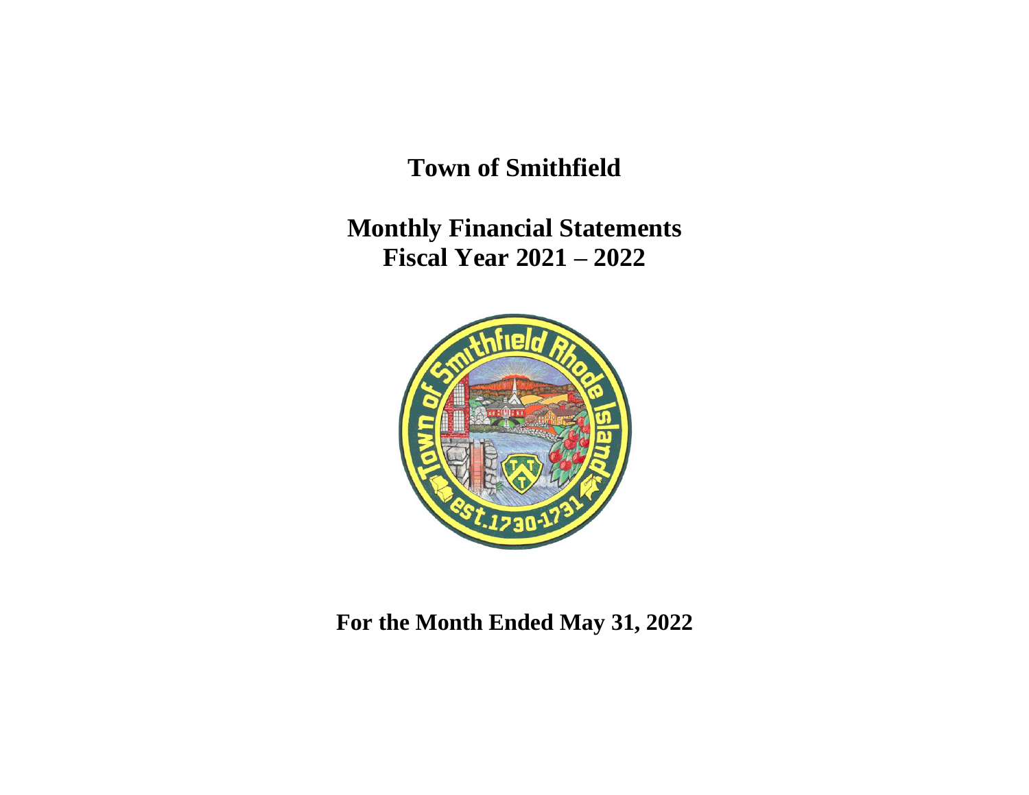# Town of Smithfield

## Monthly Financial Statements
## Fiscal Year 2021 – 2022

**For the Month Ended May 31, 2022**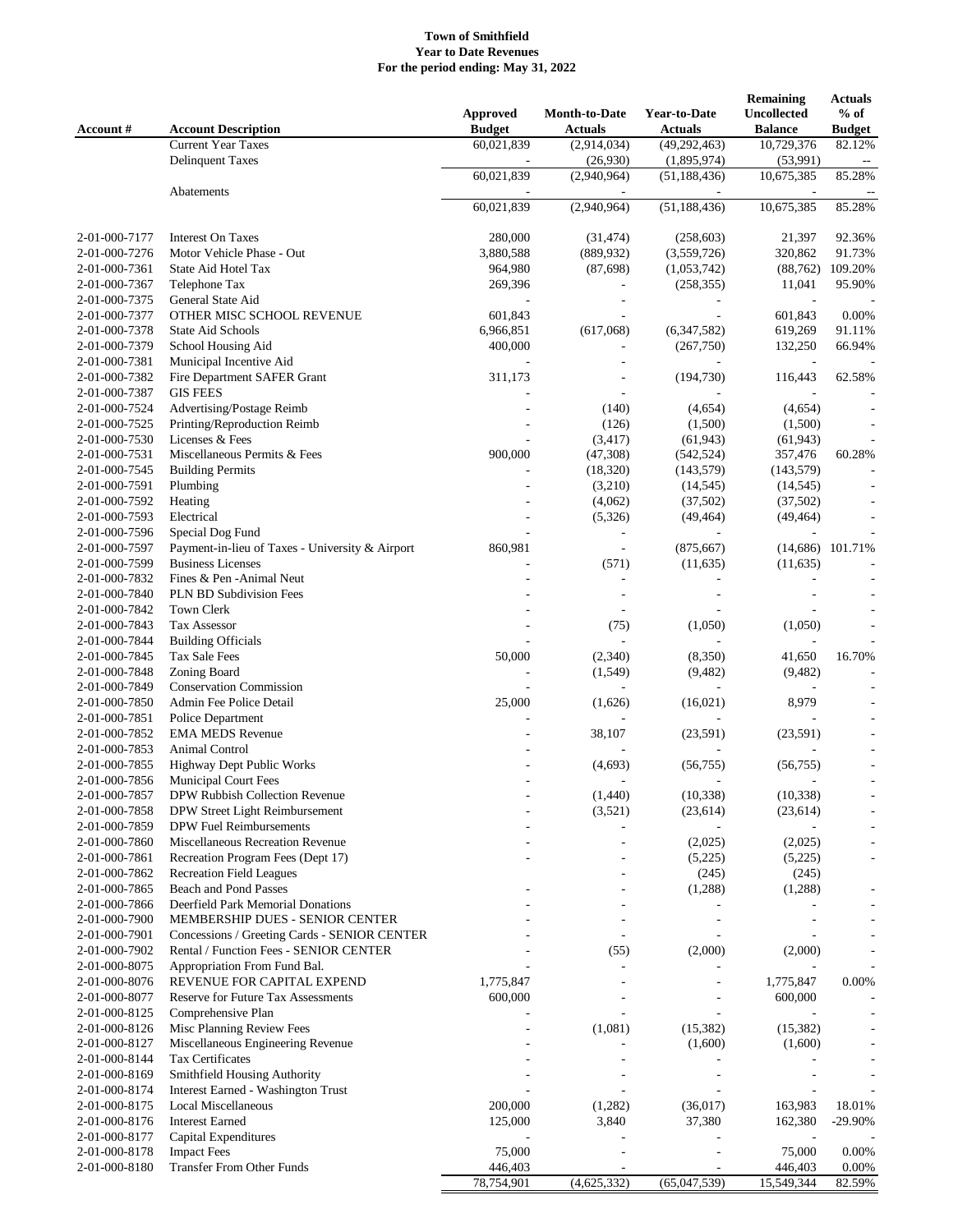**Town of Smithfield**
**Year to Date Revenues**
**For the period ending: May 31, 2022**

| Account # | Account Description | Approved Budget | Month-to-Date Actuals | Year-to-Date Actuals | Remaining Uncollected Balance | Actuals % of Budget |
|---|---|---|---|---|---|---|
| | Current Year Taxes | 60,021,839 | (2,914,034) | (49,292,463) | 10,729,376 | 82.12% |
| | Delinquent Taxes | - | (26,930) | (1,895,974) | (53,991) | -- |
| | | 60,021,839 | (2,940,964) | (51,188,436) | 10,675,385 | 85.28% |
| | Abatements | - | - | - | - | -- |
| | | 60,021,839 | (2,940,964) | (51,188,436) | 10,675,385 | 85.28% |
| 2-01-000-7177 | Interest On Taxes | 280,000 | (31,474) | (258,603) | 21,397 | 92.36% |
| 2-01-000-7276 | Motor Vehicle Phase - Out | 3,880,588 | (889,932) | (3,559,726) | 320,862 | 91.73% |
| 2-01-000-7361 | State Aid Hotel Tax | 964,980 | (87,698) | (1,053,742) | (88,762) | 109.20% |
| 2-01-000-7367 | Telephone Tax | 269,396 | - | (258,355) | 11,041 | 95.90% |
| 2-01-000-7375 | General State Aid | - | - | - | - | - |
| 2-01-000-7377 | OTHER MISC SCHOOL REVENUE | 601,843 | - | - | 601,843 | 0.00% |
| 2-01-000-7378 | State Aid Schools | 6,966,851 | (617,068) | (6,347,582) | 619,269 | 91.11% |
| 2-01-000-7379 | School Housing Aid | 400,000 | - | (267,750) | 132,250 | 66.94% |
| 2-01-000-7381 | Municipal Incentive Aid | - | - | - | - | - |
| 2-01-000-7382 | Fire Department SAFER Grant | 311,173 | - | (194,730) | 116,443 | 62.58% |
| 2-01-000-7387 | GIS FEES | - | - | - | - | - |
| 2-01-000-7524 | Advertising/Postage Reimb | - | (140) | (4,654) | (4,654) | - |
| 2-01-000-7525 | Printing/Reproduction Reimb | - | (126) | (1,500) | (1,500) | - |
| 2-01-000-7530 | Licenses & Fees | - | (3,417) | (61,943) | (61,943) | - |
| 2-01-000-7531 | Miscellaneous Permits & Fees | 900,000 | (47,308) | (542,524) | 357,476 | 60.28% |
| 2-01-000-7545 | Building Permits | - | (18,320) | (143,579) | (143,579) | - |
| 2-01-000-7591 | Plumbing | - | (3,210) | (14,545) | (14,545) | - |
| 2-01-000-7592 | Heating | - | (4,062) | (37,502) | (37,502) | - |
| 2-01-000-7593 | Electrical | - | (5,326) | (49,464) | (49,464) | - |
| 2-01-000-7596 | Special Dog Fund | - | - | - | - | - |
| 2-01-000-7597 | Payment-in-lieu of Taxes - University & Airport | 860,981 | - | (875,667) | (14,686) | 101.71% |
| 2-01-000-7599 | Business Licenses | - | (571) | (11,635) | (11,635) | - |
| 2-01-000-7832 | Fines & Pen -Animal Neut | - | - | - | - | - |
| 2-01-000-7840 | PLN BD Subdivision Fees | - | - | - | - | - |
| 2-01-000-7842 | Town Clerk | - | - | - | - | - |
| 2-01-000-7843 | Tax Assessor | - | (75) | (1,050) | (1,050) | - |
| 2-01-000-7844 | Building Officials | - | - | - | - | - |
| 2-01-000-7845 | Tax Sale Fees | 50,000 | (2,340) | (8,350) | 41,650 | 16.70% |
| 2-01-000-7848 | Zoning Board | - | (1,549) | (9,482) | (9,482) | - |
| 2-01-000-7849 | Conservation Commission | - | - | - | - | - |
| 2-01-000-7850 | Admin Fee Police Detail | 25,000 | (1,626) | (16,021) | 8,979 | - |
| 2-01-000-7851 | Police Department | - | - | - | - | - |
| 2-01-000-7852 | EMA MEDS Revenue | - | 38,107 | (23,591) | (23,591) | - |
| 2-01-000-7853 | Animal Control | - | - | - | - | - |
| 2-01-000-7855 | Highway Dept Public Works | - | (4,693) | (56,755) | (56,755) | - |
| 2-01-000-7856 | Municipal Court Fees | - | - | - | - | - |
| 2-01-000-7857 | DPW Rubbish Collection Revenue | - | (1,440) | (10,338) | (10,338) | - |
| 2-01-000-7858 | DPW Street Light Reimbursement | - | (3,521) | (23,614) | (23,614) | - |
| 2-01-000-7859 | DPW Fuel Reimbursements | - | - | - | - | - |
| 2-01-000-7860 | Miscellaneous Recreation Revenue | - | - | (2,025) | (2,025) | - |
| 2-01-000-7861 | Recreation Program Fees (Dept 17) | - | - | (5,225) | (5,225) | - |
| 2-01-000-7862 | Recreation Field Leagues | | - | (245) | (245) | |
| 2-01-000-7865 | Beach and Pond Passes | - | - | (1,288) | (1,288) | - |
| 2-01-000-7866 | Deerfield Park Memorial Donations | - | - | - | - | - |
| 2-01-000-7900 | MEMBERSHIP DUES - SENIOR CENTER | - | - | - | - | - |
| 2-01-000-7901 | Concessions / Greeting Cards - SENIOR CENTER | - | - | - | - | - |
| 2-01-000-7902 | Rental / Function Fees - SENIOR CENTER | - | (55) | (2,000) | (2,000) | - |
| 2-01-000-8075 | Appropriation From Fund Bal. | - | - | - | - | - |
| 2-01-000-8076 | REVENUE FOR CAPITAL EXPEND | 1,775,847 | - | - | 1,775,847 | 0.00% |
| 2-01-000-8077 | Reserve for Future Tax Assessments | 600,000 | - | - | 600,000 | - |
| 2-01-000-8125 | Comprehensive Plan | - | - | - | - | - |
| 2-01-000-8126 | Misc Planning Review Fees | - | (1,081) | (15,382) | (15,382) | - |
| 2-01-000-8127 | Miscellaneous Engineering Revenue | - | - | (1,600) | (1,600) | - |
| 2-01-000-8144 | Tax Certificates | - | - | - | - | - |
| 2-01-000-8169 | Smithfield Housing Authority | - | - | - | - | - |
| 2-01-000-8174 | Interest Earned - Washington Trust | - | - | - | - | - |
| 2-01-000-8175 | Local Miscellaneous | 200,000 | (1,282) | (36,017) | 163,983 | 18.01% |
| 2-01-000-8176 | Interest Earned | 125,000 | 3,840 | 37,380 | 162,380 | -29.90% |
| 2-01-000-8177 | Capital Expenditures | - | - | - | - | - |
| 2-01-000-8178 | Impact Fees | 75,000 | - | - | 75,000 | 0.00% |
| 2-01-000-8180 | Transfer From Other Funds | 446,403 | - | - | 446,403 | 0.00% |
| | | 78,754,901 | (4,625,332) | (65,047,539) | 15,549,344 | 82.59% |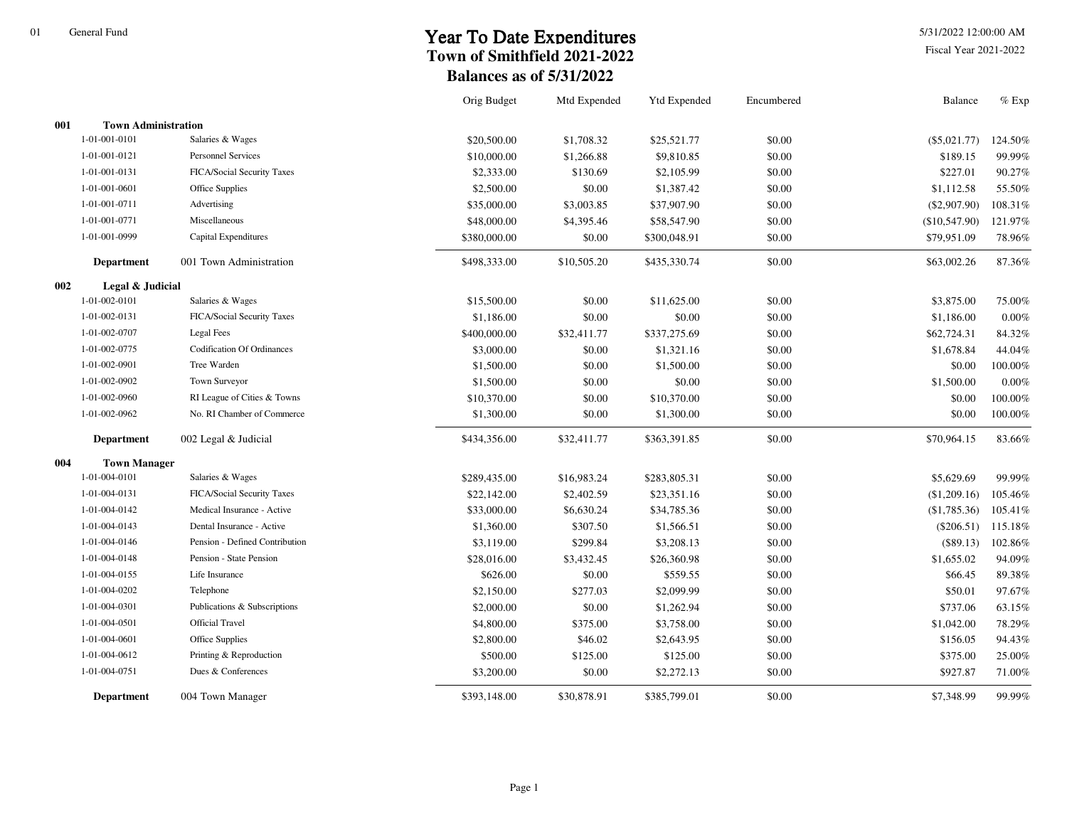01 General Fund

# Year To Date Expenditures
## Town of Smithfield 2021-2022
## Balances as of 5/31/2022

5/31/2022 12:00:00 AM
Fiscal Year 2021-2022

| Account | Description | Orig Budget | Mtd Expended | Ytd Expended | Encumbered | Balance | % Exp |
|---|---|---|---|---|---|---|---|
| **001** | **Town Administration** | | | | | | |
| 1-01-001-0101 | Salaries & Wages | $20,500.00 | $1,708.32 | $25,521.77 | $0.00 | ($5,021.77) | 124.50% |
| 1-01-001-0121 | Personnel Services | $10,000.00 | $1,266.88 | $9,810.85 | $0.00 | $189.15 | 99.99% |
| 1-01-001-0131 | FICA/Social Security Taxes | $2,333.00 | $130.69 | $2,105.99 | $0.00 | $227.01 | 90.27% |
| 1-01-001-0601 | Office Supplies | $2,500.00 | $0.00 | $1,387.42 | $0.00 | $1,112.58 | 55.50% |
| 1-01-001-0711 | Advertising | $35,000.00 | $3,003.85 | $37,907.90 | $0.00 | ($2,907.90) | 108.31% |
| 1-01-001-0771 | Miscellaneous | $48,000.00 | $4,395.46 | $58,547.90 | $0.00 | ($10,547.90) | 121.97% |
| 1-01-001-0999 | Capital Expenditures | $380,000.00 | $0.00 | $300,048.91 | $0.00 | $79,951.09 | 78.96% |
| **Department** | 001 Town Administration | $498,333.00 | $10,505.20 | $435,330.74 | $0.00 | $63,002.26 | 87.36% |
| **002** | **Legal & Judicial** | | | | | | |
| 1-01-002-0101 | Salaries & Wages | $15,500.00 | $0.00 | $11,625.00 | $0.00 | $3,875.00 | 75.00% |
| 1-01-002-0131 | FICA/Social Security Taxes | $1,186.00 | $0.00 | $0.00 | $0.00 | $1,186.00 | 0.00% |
| 1-01-002-0707 | Legal Fees | $400,000.00 | $32,411.77 | $337,275.69 | $0.00 | $62,724.31 | 84.32% |
| 1-01-002-0775 | Codification Of Ordinances | $3,000.00 | $0.00 | $1,321.16 | $0.00 | $1,678.84 | 44.04% |
| 1-01-002-0901 | Tree Warden | $1,500.00 | $0.00 | $1,500.00 | $0.00 | $0.00 | 100.00% |
| 1-01-002-0902 | Town Surveyor | $1,500.00 | $0.00 | $0.00 | $0.00 | $1,500.00 | 0.00% |
| 1-01-002-0960 | RI League of Cities & Towns | $10,370.00 | $0.00 | $10,370.00 | $0.00 | $0.00 | 100.00% |
| 1-01-002-0962 | No. RI Chamber of Commerce | $1,300.00 | $0.00 | $1,300.00 | $0.00 | $0.00 | 100.00% |
| **Department** | 002 Legal & Judicial | $434,356.00 | $32,411.77 | $363,391.85 | $0.00 | $70,964.15 | 83.66% |
| **004** | **Town Manager** | | | | | | |
| 1-01-004-0101 | Salaries & Wages | $289,435.00 | $16,983.24 | $283,805.31 | $0.00 | $5,629.69 | 99.99% |
| 1-01-004-0131 | FICA/Social Security Taxes | $22,142.00 | $2,402.59 | $23,351.16 | $0.00 | ($1,209.16) | 105.46% |
| 1-01-004-0142 | Medical Insurance - Active | $33,000.00 | $6,630.24 | $34,785.36 | $0.00 | ($1,785.36) | 105.41% |
| 1-01-004-0143 | Dental Insurance - Active | $1,360.00 | $307.50 | $1,566.51 | $0.00 | ($206.51) | 115.18% |
| 1-01-004-0146 | Pension - Defined Contribution | $3,119.00 | $299.84 | $3,208.13 | $0.00 | ($89.13) | 102.86% |
| 1-01-004-0148 | Pension - State Pension | $28,016.00 | $3,432.45 | $26,360.98 | $0.00 | $1,655.02 | 94.09% |
| 1-01-004-0155 | Life Insurance | $626.00 | $0.00 | $559.55 | $0.00 | $66.45 | 89.38% |
| 1-01-004-0202 | Telephone | $2,150.00 | $277.03 | $2,099.99 | $0.00 | $50.01 | 97.67% |
| 1-01-004-0301 | Publications & Subscriptions | $2,000.00 | $0.00 | $1,262.94 | $0.00 | $737.06 | 63.15% |
| 1-01-004-0501 | Official Travel | $4,800.00 | $375.00 | $3,758.00 | $0.00 | $1,042.00 | 78.29% |
| 1-01-004-0601 | Office Supplies | $2,800.00 | $46.02 | $2,643.95 | $0.00 | $156.05 | 94.43% |
| 1-01-004-0612 | Printing & Reproduction | $500.00 | $125.00 | $125.00 | $0.00 | $375.00 | 25.00% |
| 1-01-004-0751 | Dues & Conferences | $3,200.00 | $0.00 | $2,272.13 | $0.00 | $927.87 | 71.00% |
| **Department** | 004 Town Manager | $393,148.00 | $30,878.91 | $385,799.01 | $0.00 | $7,348.99 | 99.99% |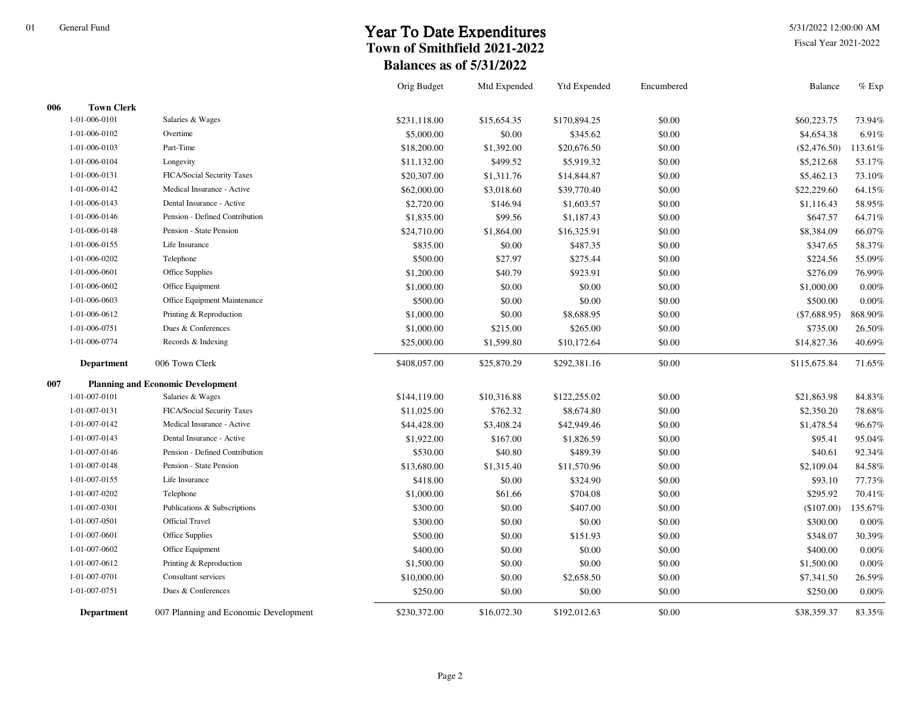# Year To Date Expenditures

## Town of Smithfield 2021-2022

## Balances as of 5/31/2022

01 General Fund

5/31/2022 12:00:00 AM
Fiscal Year 2021-2022

| | | Orig Budget | Mtd Expended | Ytd Expended | Encumbered | Balance | % Exp |
|---|---|---|---|---|---|---|---|
| **006** | **Town Clerk** | | | | | | |
| 1-01-006-0101 | Salaries & Wages | $231,118.00 | $15,654.35 | $170,894.25 | $0.00 | $60,223.75 | 73.94% |
| 1-01-006-0102 | Overtime | $5,000.00 | $0.00 | $345.62 | $0.00 | $4,654.38 | 6.91% |
| 1-01-006-0103 | Part-Time | $18,200.00 | $1,392.00 | $20,676.50 | $0.00 | ($2,476.50) | 113.61% |
| 1-01-006-0104 | Longevity | $11,132.00 | $499.52 | $5,919.32 | $0.00 | $5,212.68 | 53.17% |
| 1-01-006-0131 | FICA/Social Security Taxes | $20,307.00 | $1,311.76 | $14,844.87 | $0.00 | $5,462.13 | 73.10% |
| 1-01-006-0142 | Medical Insurance - Active | $62,000.00 | $3,018.60 | $39,770.40 | $0.00 | $22,229.60 | 64.15% |
| 1-01-006-0143 | Dental Insurance - Active | $2,720.00 | $146.94 | $1,603.57 | $0.00 | $1,116.43 | 58.95% |
| 1-01-006-0146 | Pension - Defined Contribution | $1,835.00 | $99.56 | $1,187.43 | $0.00 | $647.57 | 64.71% |
| 1-01-006-0148 | Pension - State Pension | $24,710.00 | $1,864.00 | $16,325.91 | $0.00 | $8,384.09 | 66.07% |
| 1-01-006-0155 | Life Insurance | $835.00 | $0.00 | $487.35 | $0.00 | $347.65 | 58.37% |
| 1-01-006-0202 | Telephone | $500.00 | $27.97 | $275.44 | $0.00 | $224.56 | 55.09% |
| 1-01-006-0601 | Office Supplies | $1,200.00 | $40.79 | $923.91 | $0.00 | $276.09 | 76.99% |
| 1-01-006-0602 | Office Equipment | $1,000.00 | $0.00 | $0.00 | $0.00 | $1,000.00 | 0.00% |
| 1-01-006-0603 | Office Equipment Maintenance | $500.00 | $0.00 | $0.00 | $0.00 | $500.00 | 0.00% |
| 1-01-006-0612 | Printing & Reproduction | $1,000.00 | $0.00 | $8,688.95 | $0.00 | ($7,688.95) | 868.90% |
| 1-01-006-0751 | Dues & Conferences | $1,000.00 | $215.00 | $265.00 | $0.00 | $735.00 | 26.50% |
| 1-01-006-0774 | Records & Indexing | $25,000.00 | $1,599.80 | $10,172.64 | $0.00 | $14,827.36 | 40.69% |
| **Department** | 006 Town Clerk | $408,057.00 | $25,870.29 | $292,381.16 | $0.00 | $115,675.84 | 71.65% |
| **007** | **Planning and Economic Development** | | | | | | |
| 1-01-007-0101 | Salaries & Wages | $144,119.00 | $10,316.88 | $122,255.02 | $0.00 | $21,863.98 | 84.83% |
| 1-01-007-0131 | FICA/Social Security Taxes | $11,025.00 | $762.32 | $8,674.80 | $0.00 | $2,350.20 | 78.68% |
| 1-01-007-0142 | Medical Insurance - Active | $44,428.00 | $3,408.24 | $42,949.46 | $0.00 | $1,478.54 | 96.67% |
| 1-01-007-0143 | Dental Insurance - Active | $1,922.00 | $167.00 | $1,826.59 | $0.00 | $95.41 | 95.04% |
| 1-01-007-0146 | Pension - Defined Contribution | $530.00 | $40.80 | $489.39 | $0.00 | $40.61 | 92.34% |
| 1-01-007-0148 | Pension - State Pension | $13,680.00 | $1,315.40 | $11,570.96 | $0.00 | $2,109.04 | 84.58% |
| 1-01-007-0155 | Life Insurance | $418.00 | $0.00 | $324.90 | $0.00 | $93.10 | 77.73% |
| 1-01-007-0202 | Telephone | $1,000.00 | $61.66 | $704.08 | $0.00 | $295.92 | 70.41% |
| 1-01-007-0301 | Publications & Subscriptions | $300.00 | $0.00 | $407.00 | $0.00 | ($107.00) | 135.67% |
| 1-01-007-0501 | Official Travel | $300.00 | $0.00 | $0.00 | $0.00 | $300.00 | 0.00% |
| 1-01-007-0601 | Office Supplies | $500.00 | $0.00 | $151.93 | $0.00 | $348.07 | 30.39% |
| 1-01-007-0602 | Office Equipment | $400.00 | $0.00 | $0.00 | $0.00 | $400.00 | 0.00% |
| 1-01-007-0612 | Printing & Reproduction | $1,500.00 | $0.00 | $0.00 | $0.00 | $1,500.00 | 0.00% |
| 1-01-007-0701 | Consultant services | $10,000.00 | $0.00 | $2,658.50 | $0.00 | $7,341.50 | 26.59% |
| 1-01-007-0751 | Dues & Conferences | $250.00 | $0.00 | $0.00 | $0.00 | $250.00 | 0.00% |
| **Department** | 007 Planning and Economic Development | $230,372.00 | $16,072.30 | $192,012.63 | $0.00 | $38,359.37 | 83.35% |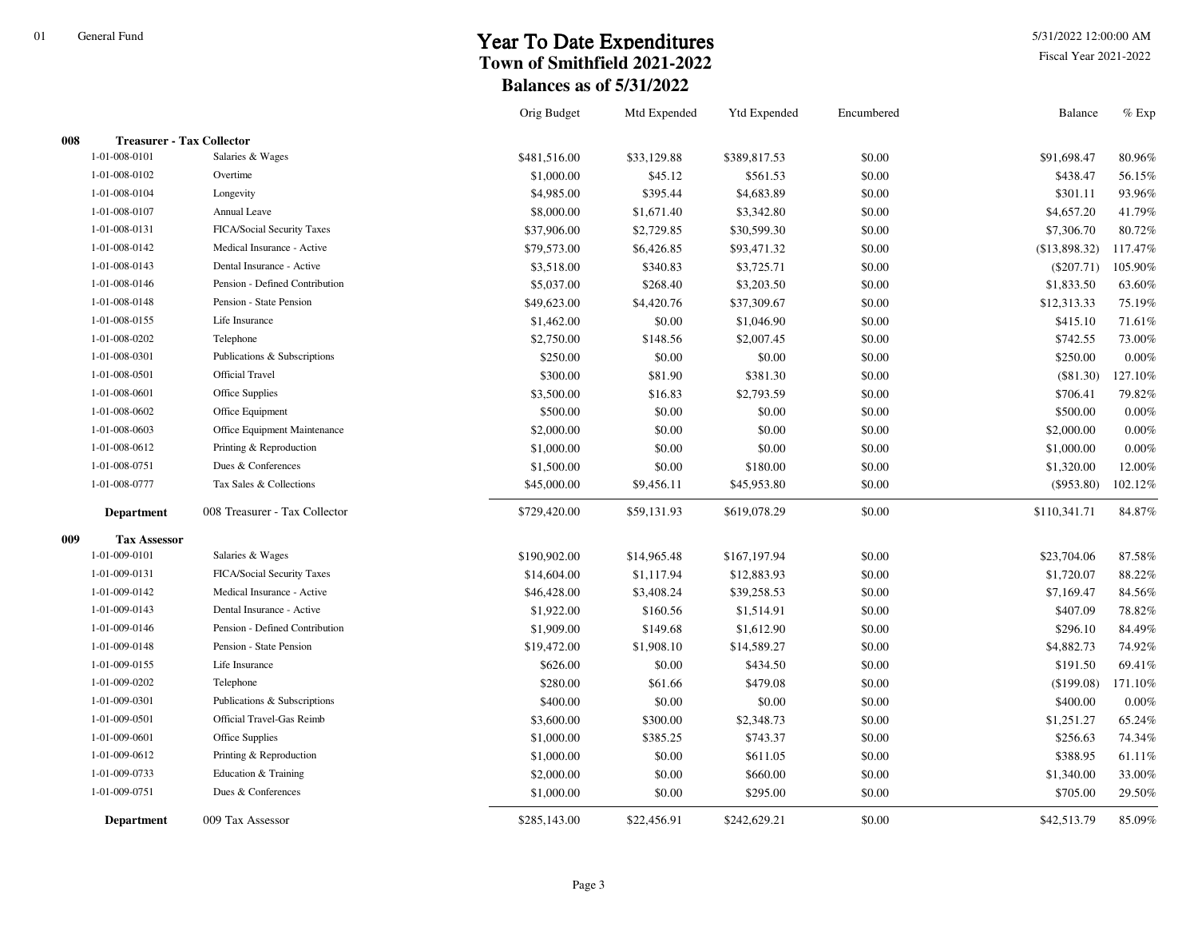01 General Fund

# Year To Date Expenditures
## Town of Smithfield 2021-2022
## Balances as of 5/31/2022

5/31/2022 12:00:00 AM
Fiscal Year 2021-2022

| | | Orig Budget | Mtd Expended | Ytd Expended | Encumbered | Balance | % Exp |
|---|---|---|---|---|---|---|---|
| **008** | **Treasurer - Tax Collector** | | | | | | |
| 1-01-008-0101 | Salaries & Wages | $481,516.00 | $33,129.88 | $389,817.53 | $0.00 | $91,698.47 | 80.96% |
| 1-01-008-0102 | Overtime | $1,000.00 | $45.12 | $561.53 | $0.00 | $438.47 | 56.15% |
| 1-01-008-0104 | Longevity | $4,985.00 | $395.44 | $4,683.89 | $0.00 | $301.11 | 93.96% |
| 1-01-008-0107 | Annual Leave | $8,000.00 | $1,671.40 | $3,342.80 | $0.00 | $4,657.20 | 41.79% |
| 1-01-008-0131 | FICA/Social Security Taxes | $37,906.00 | $2,729.85 | $30,599.30 | $0.00 | $7,306.70 | 80.72% |
| 1-01-008-0142 | Medical Insurance - Active | $79,573.00 | $6,426.85 | $93,471.32 | $0.00 | ($13,898.32) | 117.47% |
| 1-01-008-0143 | Dental Insurance - Active | $3,518.00 | $340.83 | $3,725.71 | $0.00 | ($207.71) | 105.90% |
| 1-01-008-0146 | Pension - Defined Contribution | $5,037.00 | $268.40 | $3,203.50 | $0.00 | $1,833.50 | 63.60% |
| 1-01-008-0148 | Pension - State Pension | $49,623.00 | $4,420.76 | $37,309.67 | $0.00 | $12,313.33 | 75.19% |
| 1-01-008-0155 | Life Insurance | $1,462.00 | $0.00 | $1,046.90 | $0.00 | $415.10 | 71.61% |
| 1-01-008-0202 | Telephone | $2,750.00 | $148.56 | $2,007.45 | $0.00 | $742.55 | 73.00% |
| 1-01-008-0301 | Publications & Subscriptions | $250.00 | $0.00 | $0.00 | $0.00 | $250.00 | 0.00% |
| 1-01-008-0501 | Official Travel | $300.00 | $81.90 | $381.30 | $0.00 | ($81.30) | 127.10% |
| 1-01-008-0601 | Office Supplies | $3,500.00 | $16.83 | $2,793.59 | $0.00 | $706.41 | 79.82% |
| 1-01-008-0602 | Office Equipment | $500.00 | $0.00 | $0.00 | $0.00 | $500.00 | 0.00% |
| 1-01-008-0603 | Office Equipment Maintenance | $2,000.00 | $0.00 | $0.00 | $0.00 | $2,000.00 | 0.00% |
| 1-01-008-0612 | Printing & Reproduction | $1,000.00 | $0.00 | $0.00 | $0.00 | $1,000.00 | 0.00% |
| 1-01-008-0751 | Dues & Conferences | $1,500.00 | $0.00 | $180.00 | $0.00 | $1,320.00 | 12.00% |
| 1-01-008-0777 | Tax Sales & Collections | $45,000.00 | $9,456.11 | $45,953.80 | $0.00 | ($953.80) | 102.12% |
| **Department** | 008 Treasurer - Tax Collector | $729,420.00 | $59,131.93 | $619,078.29 | $0.00 | $110,341.71 | 84.87% |
| **009** | **Tax Assessor** | | | | | | |
| 1-01-009-0101 | Salaries & Wages | $190,902.00 | $14,965.48 | $167,197.94 | $0.00 | $23,704.06 | 87.58% |
| 1-01-009-0131 | FICA/Social Security Taxes | $14,604.00 | $1,117.94 | $12,883.93 | $0.00 | $1,720.07 | 88.22% |
| 1-01-009-0142 | Medical Insurance - Active | $46,428.00 | $3,408.24 | $39,258.53 | $0.00 | $7,169.47 | 84.56% |
| 1-01-009-0143 | Dental Insurance - Active | $1,922.00 | $160.56 | $1,514.91 | $0.00 | $407.09 | 78.82% |
| 1-01-009-0146 | Pension - Defined Contribution | $1,909.00 | $149.68 | $1,612.90 | $0.00 | $296.10 | 84.49% |
| 1-01-009-0148 | Pension - State Pension | $19,472.00 | $1,908.10 | $14,589.27 | $0.00 | $4,882.73 | 74.92% |
| 1-01-009-0155 | Life Insurance | $626.00 | $0.00 | $434.50 | $0.00 | $191.50 | 69.41% |
| 1-01-009-0202 | Telephone | $280.00 | $61.66 | $479.08 | $0.00 | ($199.08) | 171.10% |
| 1-01-009-0301 | Publications & Subscriptions | $400.00 | $0.00 | $0.00 | $0.00 | $400.00 | 0.00% |
| 1-01-009-0501 | Official Travel-Gas Reimb | $3,600.00 | $300.00 | $2,348.73 | $0.00 | $1,251.27 | 65.24% |
| 1-01-009-0601 | Office Supplies | $1,000.00 | $385.25 | $743.37 | $0.00 | $256.63 | 74.34% |
| 1-01-009-0612 | Printing & Reproduction | $1,000.00 | $0.00 | $611.05 | $0.00 | $388.95 | 61.11% |
| 1-01-009-0733 | Education & Training | $2,000.00 | $0.00 | $660.00 | $0.00 | $1,340.00 | 33.00% |
| 1-01-009-0751 | Dues & Conferences | $1,000.00 | $0.00 | $295.00 | $0.00 | $705.00 | 29.50% |
| **Department** | 009 Tax Assessor | $285,143.00 | $22,456.91 | $242,629.21 | $0.00 | $42,513.79 | 85.09% |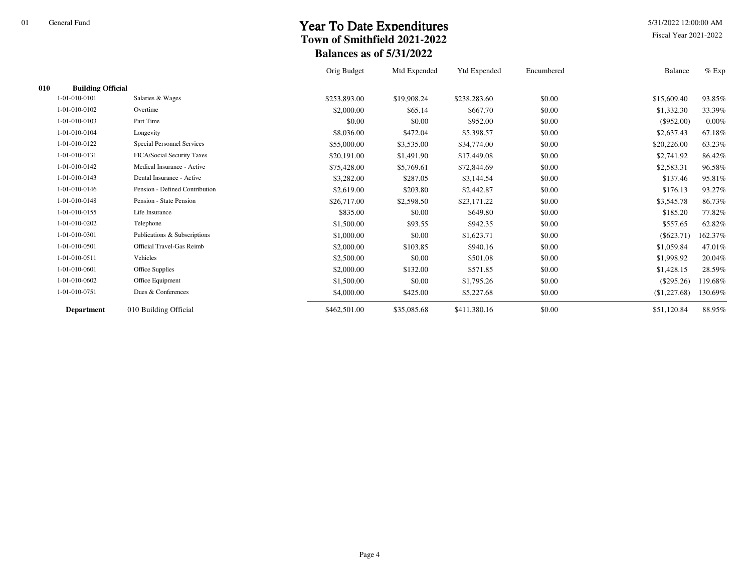01 General Fund

# Year To Date Expenditures
## Town of Smithfield 2021-2022
## Balances as of 5/31/2022

5/31/2022 12:00:00 AM
Fiscal Year 2021-2022

| | | Orig Budget | Mtd Expended | Ytd Expended | Encumbered | Balance | % Exp |
|---|---|---|---|---|---|---|---|
| **010** | **Building Official** | | | | | | |
| 1-01-010-0101 | Salaries & Wages | $253,893.00 | $19,908.24 | $238,283.60 | $0.00 | $15,609.40 | 93.85% |
| 1-01-010-0102 | Overtime | $2,000.00 | $65.14 | $667.70 | $0.00 | $1,332.30 | 33.39% |
| 1-01-010-0103 | Part Time | $0.00 | $0.00 | $952.00 | $0.00 | ($952.00) | 0.00% |
| 1-01-010-0104 | Longevity | $8,036.00 | $472.04 | $5,398.57 | $0.00 | $2,637.43 | 67.18% |
| 1-01-010-0122 | Special Personnel Services | $55,000.00 | $3,535.00 | $34,774.00 | $0.00 | $20,226.00 | 63.23% |
| 1-01-010-0131 | FICA/Social Security Taxes | $20,191.00 | $1,491.90 | $17,449.08 | $0.00 | $2,741.92 | 86.42% |
| 1-01-010-0142 | Medical Insurance - Active | $75,428.00 | $5,769.61 | $72,844.69 | $0.00 | $2,583.31 | 96.58% |
| 1-01-010-0143 | Dental Insurance - Active | $3,282.00 | $287.05 | $3,144.54 | $0.00 | $137.46 | 95.81% |
| 1-01-010-0146 | Pension - Defined Contribution | $2,619.00 | $203.80 | $2,442.87 | $0.00 | $176.13 | 93.27% |
| 1-01-010-0148 | Pension - State Pension | $26,717.00 | $2,598.50 | $23,171.22 | $0.00 | $3,545.78 | 86.73% |
| 1-01-010-0155 | Life Insurance | $835.00 | $0.00 | $649.80 | $0.00 | $185.20 | 77.82% |
| 1-01-010-0202 | Telephone | $1,500.00 | $93.55 | $942.35 | $0.00 | $557.65 | 62.82% |
| 1-01-010-0301 | Publications & Subscriptions | $1,000.00 | $0.00 | $1,623.71 | $0.00 | ($623.71) | 162.37% |
| 1-01-010-0501 | Official Travel-Gas Reimb | $2,000.00 | $103.85 | $940.16 | $0.00 | $1,059.84 | 47.01% |
| 1-01-010-0511 | Vehicles | $2,500.00 | $0.00 | $501.08 | $0.00 | $1,998.92 | 20.04% |
| 1-01-010-0601 | Office Supplies | $2,000.00 | $132.00 | $571.85 | $0.00 | $1,428.15 | 28.59% |
| 1-01-010-0602 | Office Equipment | $1,500.00 | $0.00 | $1,795.26 | $0.00 | ($295.26) | 119.68% |
| 1-01-010-0751 | Dues & Conferences | $4,000.00 | $425.00 | $5,227.68 | $0.00 | ($1,227.68) | 130.69% |
| **Department** | 010 Building Official | $462,501.00 | $35,085.68 | $411,380.16 | $0.00 | $51,120.84 | 88.95% |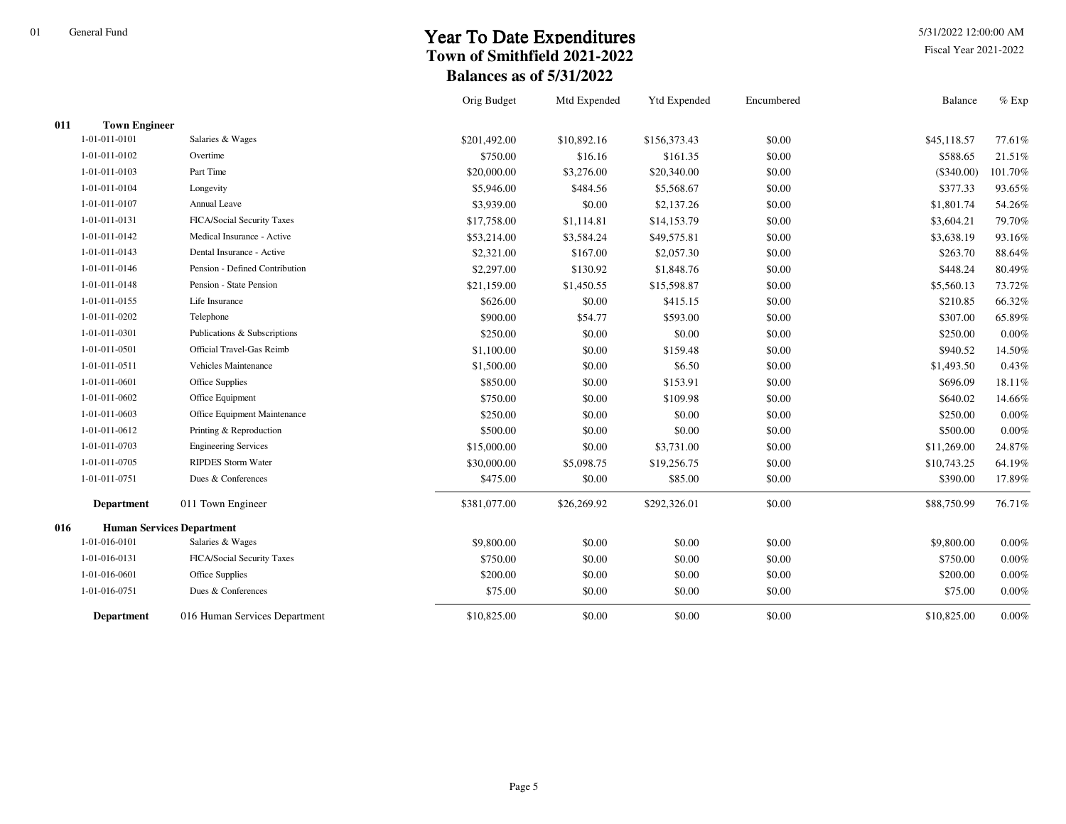01 General Fund

# Year To Date Expenditures
## Town of Smithfield 2021-2022
## Balances as of 5/31/2022

5/31/2022 12:00:00 AM
Fiscal Year 2021-2022

| | | Orig Budget | Mtd Expended | Ytd Expended | Encumbered | Balance | % Exp |
|---|---|---|---|---|---|---|---|
| **011 Town Engineer** | | | | | | | |
| 1-01-011-0101 | Salaries & Wages | $201,492.00 | $10,892.16 | $156,373.43 | $0.00 | $45,118.57 | 77.61% |
| 1-01-011-0102 | Overtime | $750.00 | $16.16 | $161.35 | $0.00 | $588.65 | 21.51% |
| 1-01-011-0103 | Part Time | $20,000.00 | $3,276.00 | $20,340.00 | $0.00 | ($340.00) | 101.70% |
| 1-01-011-0104 | Longevity | $5,946.00 | $484.56 | $5,568.67 | $0.00 | $377.33 | 93.65% |
| 1-01-011-0107 | Annual Leave | $3,939.00 | $0.00 | $2,137.26 | $0.00 | $1,801.74 | 54.26% |
| 1-01-011-0131 | FICA/Social Security Taxes | $17,758.00 | $1,114.81 | $14,153.79 | $0.00 | $3,604.21 | 79.70% |
| 1-01-011-0142 | Medical Insurance - Active | $53,214.00 | $3,584.24 | $49,575.81 | $0.00 | $3,638.19 | 93.16% |
| 1-01-011-0143 | Dental Insurance - Active | $2,321.00 | $167.00 | $2,057.30 | $0.00 | $263.70 | 88.64% |
| 1-01-011-0146 | Pension - Defined Contribution | $2,297.00 | $130.92 | $1,848.76 | $0.00 | $448.24 | 80.49% |
| 1-01-011-0148 | Pension - State Pension | $21,159.00 | $1,450.55 | $15,598.87 | $0.00 | $5,560.13 | 73.72% |
| 1-01-011-0155 | Life Insurance | $626.00 | $0.00 | $415.15 | $0.00 | $210.85 | 66.32% |
| 1-01-011-0202 | Telephone | $900.00 | $54.77 | $593.00 | $0.00 | $307.00 | 65.89% |
| 1-01-011-0301 | Publications & Subscriptions | $250.00 | $0.00 | $0.00 | $0.00 | $250.00 | 0.00% |
| 1-01-011-0501 | Official Travel-Gas Reimb | $1,100.00 | $0.00 | $159.48 | $0.00 | $940.52 | 14.50% |
| 1-01-011-0511 | Vehicles Maintenance | $1,500.00 | $0.00 | $6.50 | $0.00 | $1,493.50 | 0.43% |
| 1-01-011-0601 | Office Supplies | $850.00 | $0.00 | $153.91 | $0.00 | $696.09 | 18.11% |
| 1-01-011-0602 | Office Equipment | $750.00 | $0.00 | $109.98 | $0.00 | $640.02 | 14.66% |
| 1-01-011-0603 | Office Equipment Maintenance | $250.00 | $0.00 | $0.00 | $0.00 | $250.00 | 0.00% |
| 1-01-011-0612 | Printing & Reproduction | $500.00 | $0.00 | $0.00 | $0.00 | $500.00 | 0.00% |
| 1-01-011-0703 | Engineering Services | $15,000.00 | $0.00 | $3,731.00 | $0.00 | $11,269.00 | 24.87% |
| 1-01-011-0705 | RIPDES Storm Water | $30,000.00 | $5,098.75 | $19,256.75 | $0.00 | $10,743.25 | 64.19% |
| 1-01-011-0751 | Dues & Conferences | $475.00 | $0.00 | $85.00 | $0.00 | $390.00 | 17.89% |
| **Department** | 011 Town Engineer | $381,077.00 | $26,269.92 | $292,326.01 | $0.00 | $88,750.99 | 76.71% |
| **016 Human Services Department** | | | | | | | |
| 1-01-016-0101 | Salaries & Wages | $9,800.00 | $0.00 | $0.00 | $0.00 | $9,800.00 | 0.00% |
| 1-01-016-0131 | FICA/Social Security Taxes | $750.00 | $0.00 | $0.00 | $0.00 | $750.00 | 0.00% |
| 1-01-016-0601 | Office Supplies | $200.00 | $0.00 | $0.00 | $0.00 | $200.00 | 0.00% |
| 1-01-016-0751 | Dues & Conferences | $75.00 | $0.00 | $0.00 | $0.00 | $75.00 | 0.00% |
| **Department** | 016 Human Services Department | $10,825.00 | $0.00 | $0.00 | $0.00 | $10,825.00 | 0.00% |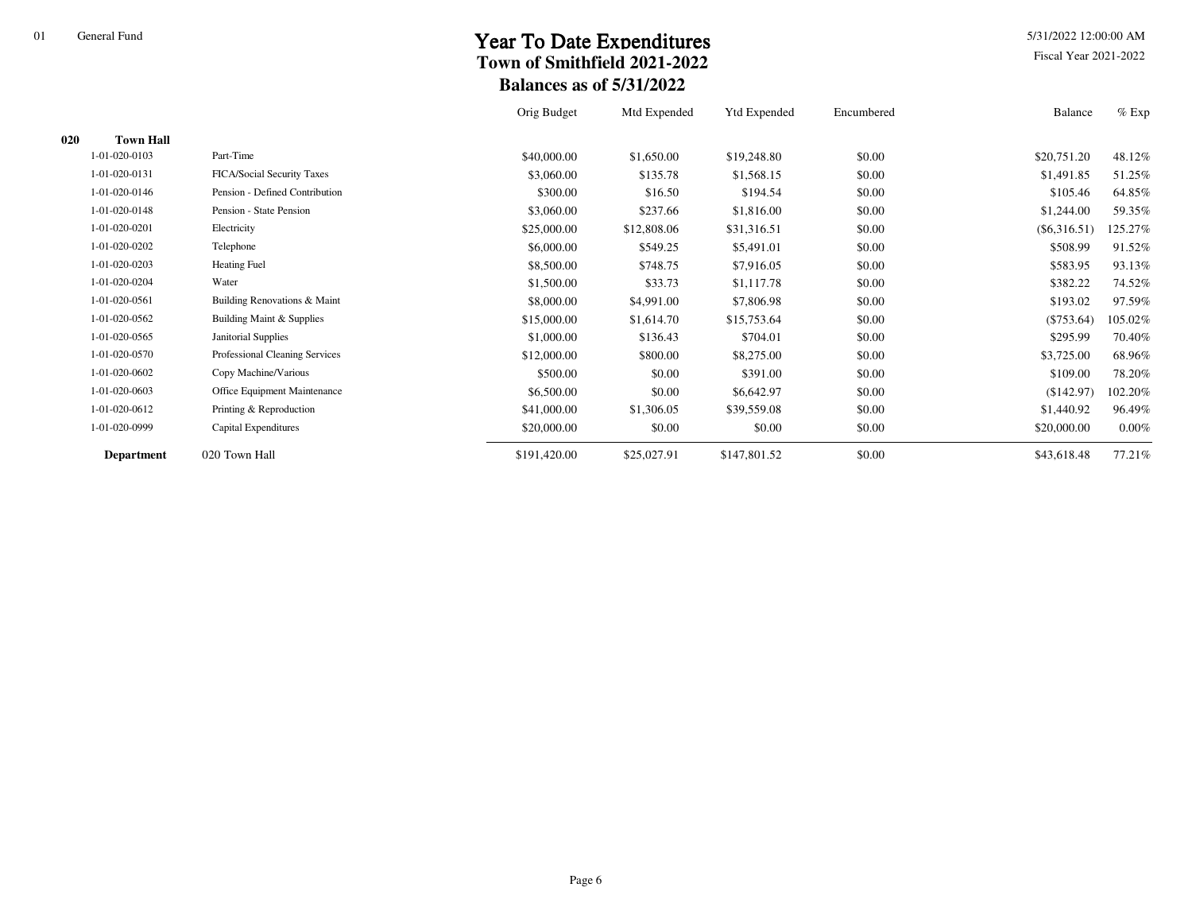01 General Fund

# Year To Date Expenditures
## Town of Smithfield 2021-2022
## Balances as of 5/31/2022

5/31/2022 12:00:00 AM
Fiscal Year 2021-2022

| | | Orig Budget | Mtd Expended | Ytd Expended | Encumbered | Balance | % Exp |
|---|---|---|---|---|---|---|---|
| **020 Town Hall** | | | | | | | |
| 1-01-020-0103 | Part-Time | $40,000.00 | $1,650.00 | $19,248.80 | $0.00 | $20,751.20 | 48.12% |
| 1-01-020-0131 | FICA/Social Security Taxes | $3,060.00 | $135.78 | $1,568.15 | $0.00 | $1,491.85 | 51.25% |
| 1-01-020-0146 | Pension - Defined Contribution | $300.00 | $16.50 | $194.54 | $0.00 | $105.46 | 64.85% |
| 1-01-020-0148 | Pension - State Pension | $3,060.00 | $237.66 | $1,816.00 | $0.00 | $1,244.00 | 59.35% |
| 1-01-020-0201 | Electricity | $25,000.00 | $12,808.06 | $31,316.51 | $0.00 | ($6,316.51) | 125.27% |
| 1-01-020-0202 | Telephone | $6,000.00 | $549.25 | $5,491.01 | $0.00 | $508.99 | 91.52% |
| 1-01-020-0203 | Heating Fuel | $8,500.00 | $748.75 | $7,916.05 | $0.00 | $583.95 | 93.13% |
| 1-01-020-0204 | Water | $1,500.00 | $33.73 | $1,117.78 | $0.00 | $382.22 | 74.52% |
| 1-01-020-0561 | Building Renovations & Maint | $8,000.00 | $4,991.00 | $7,806.98 | $0.00 | $193.02 | 97.59% |
| 1-01-020-0562 | Building Maint & Supplies | $15,000.00 | $1,614.70 | $15,753.64 | $0.00 | ($753.64) | 105.02% |
| 1-01-020-0565 | Janitorial Supplies | $1,000.00 | $136.43 | $704.01 | $0.00 | $295.99 | 70.40% |
| 1-01-020-0570 | Professional Cleaning Services | $12,000.00 | $800.00 | $8,275.00 | $0.00 | $3,725.00 | 68.96% |
| 1-01-020-0602 | Copy Machine/Various | $500.00 | $0.00 | $391.00 | $0.00 | $109.00 | 78.20% |
| 1-01-020-0603 | Office Equipment Maintenance | $6,500.00 | $0.00 | $6,642.97 | $0.00 | ($142.97) | 102.20% |
| 1-01-020-0612 | Printing & Reproduction | $41,000.00 | $1,306.05 | $39,559.08 | $0.00 | $1,440.92 | 96.49% |
| 1-01-020-0999 | Capital Expenditures | $20,000.00 | $0.00 | $0.00 | $0.00 | $20,000.00 | 0.00% |
| **Department** | 020 Town Hall | $191,420.00 | $25,027.91 | $147,801.52 | $0.00 | $43,618.48 | 77.21% |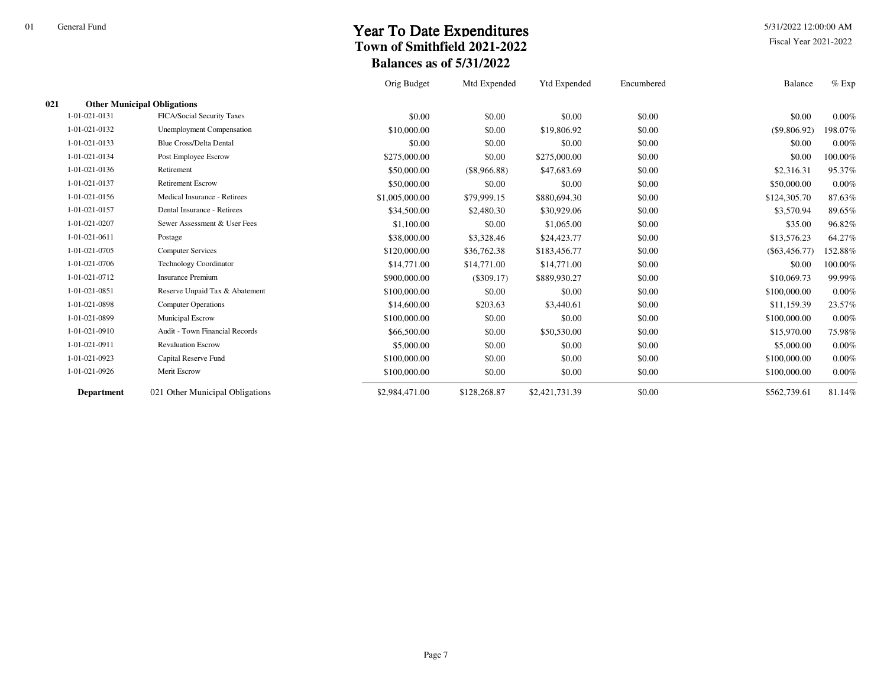01 General Fund

# Year To Date Expenditures
## Town of Smithfield 2021-2022
## Balances as of 5/31/2022

5/31/2022 12:00:00 AM
Fiscal Year 2021-2022

| | | Orig Budget | Mtd Expended | Ytd Expended | Encumbered | Balance | % Exp |
|---|---|---|---|---|---|---|---|
| **021** | **Other Municipal Obligations** | | | | | | |
| 1-01-021-0131 | FICA/Social Security Taxes | $0.00 | $0.00 | $0.00 | $0.00 | $0.00 | 0.00% |
| 1-01-021-0132 | Unemployment Compensation | $10,000.00 | $0.00 | $19,806.92 | $0.00 | ($9,806.92) | 198.07% |
| 1-01-021-0133 | Blue Cross/Delta Dental | $0.00 | $0.00 | $0.00 | $0.00 | $0.00 | 0.00% |
| 1-01-021-0134 | Post Employee Escrow | $275,000.00 | $0.00 | $275,000.00 | $0.00 | $0.00 | 100.00% |
| 1-01-021-0136 | Retirement | $50,000.00 | ($8,966.88) | $47,683.69 | $0.00 | $2,316.31 | 95.37% |
| 1-01-021-0137 | Retirement Escrow | $50,000.00 | $0.00 | $0.00 | $0.00 | $50,000.00 | 0.00% |
| 1-01-021-0156 | Medical Insurance - Retirees | $1,005,000.00 | $79,999.15 | $880,694.30 | $0.00 | $124,305.70 | 87.63% |
| 1-01-021-0157 | Dental Insurance - Retirees | $34,500.00 | $2,480.30 | $30,929.06 | $0.00 | $3,570.94 | 89.65% |
| 1-01-021-0207 | Sewer Assessment & User Fees | $1,100.00 | $0.00 | $1,065.00 | $0.00 | $35.00 | 96.82% |
| 1-01-021-0611 | Postage | $38,000.00 | $3,328.46 | $24,423.77 | $0.00 | $13,576.23 | 64.27% |
| 1-01-021-0705 | Computer Services | $120,000.00 | $36,762.38 | $183,456.77 | $0.00 | ($63,456.77) | 152.88% |
| 1-01-021-0706 | Technology Coordinator | $14,771.00 | $14,771.00 | $14,771.00 | $0.00 | $0.00 | 100.00% |
| 1-01-021-0712 | Insurance Premium | $900,000.00 | ($309.17) | $889,930.27 | $0.00 | $10,069.73 | 99.99% |
| 1-01-021-0851 | Reserve Unpaid Tax & Abatement | $100,000.00 | $0.00 | $0.00 | $0.00 | $100,000.00 | 0.00% |
| 1-01-021-0898 | Computer Operations | $14,600.00 | $203.63 | $3,440.61 | $0.00 | $11,159.39 | 23.57% |
| 1-01-021-0899 | Municipal Escrow | $100,000.00 | $0.00 | $0.00 | $0.00 | $100,000.00 | 0.00% |
| 1-01-021-0910 | Audit - Town Financial Records | $66,500.00 | $0.00 | $50,530.00 | $0.00 | $15,970.00 | 75.98% |
| 1-01-021-0911 | Revaluation Escrow | $5,000.00 | $0.00 | $0.00 | $0.00 | $5,000.00 | 0.00% |
| 1-01-021-0923 | Capital Reserve Fund | $100,000.00 | $0.00 | $0.00 | $0.00 | $100,000.00 | 0.00% |
| 1-01-021-0926 | Merit Escrow | $100,000.00 | $0.00 | $0.00 | $0.00 | $100,000.00 | 0.00% |
| **Department** | 021 Other Municipal Obligations | $2,984,471.00 | $128,268.87 | $2,421,731.39 | $0.00 | $562,739.61 | 81.14% |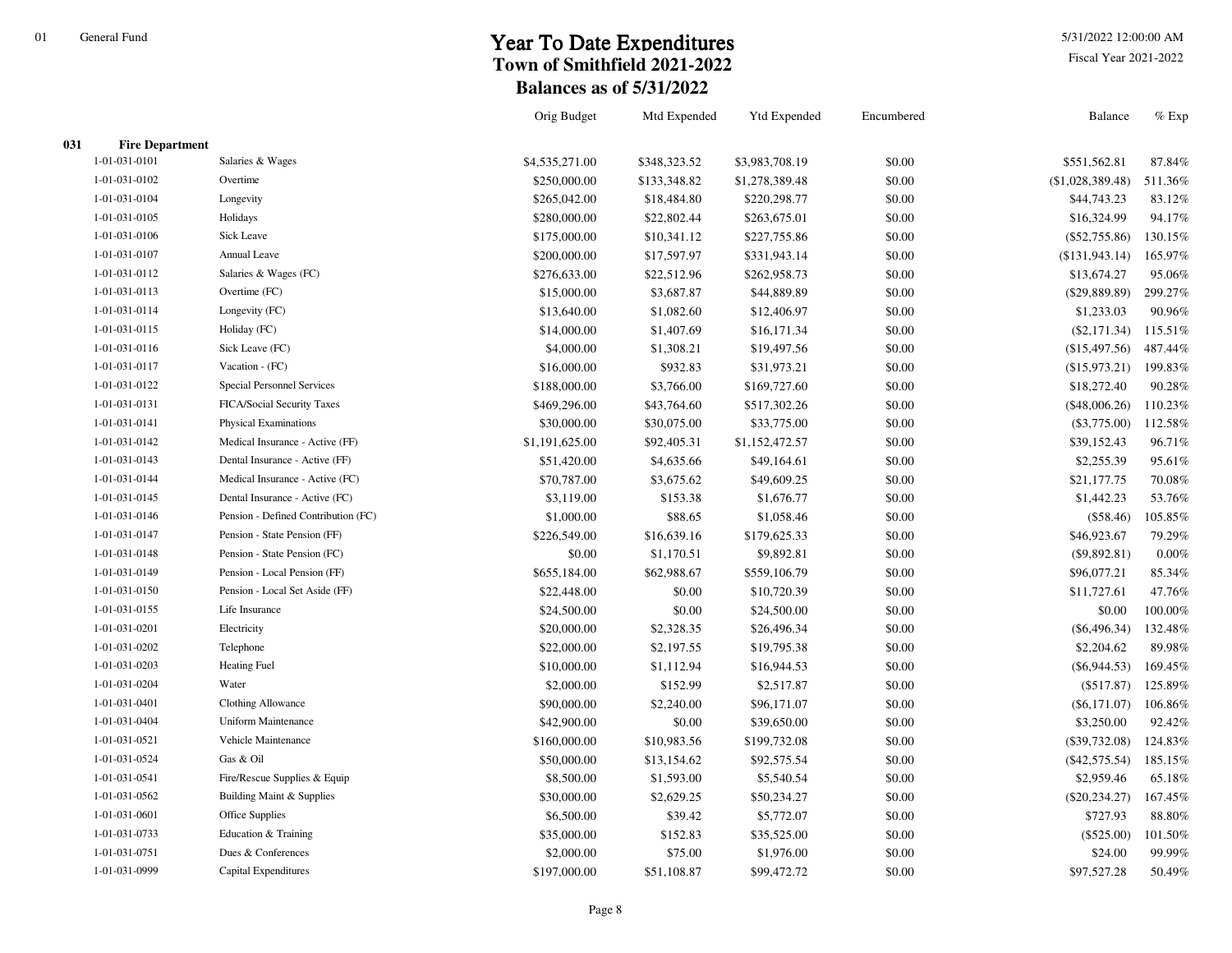01 General Fund

# Year To Date Expenditures
## Town of Smithfield 2021-2022
## Balances as of 5/31/2022

5/31/2022 12:00:00 AM
Fiscal Year 2021-2022

| | | Orig Budget | Mtd Expended | Ytd Expended | Encumbered | Balance | % Exp |
|---|---|---|---|---|---|---|---|
| **031** | **Fire Department** | | | | | | |
| 1-01-031-0101 | Salaries & Wages | $4,535,271.00 | $348,323.52 | $3,983,708.19 | $0.00 | $551,562.81 | 87.84% |
| 1-01-031-0102 | Overtime | $250,000.00 | $133,348.82 | $1,278,389.48 | $0.00 | ($1,028,389.48) | 511.36% |
| 1-01-031-0104 | Longevity | $265,042.00 | $18,484.80 | $220,298.77 | $0.00 | $44,743.23 | 83.12% |
| 1-01-031-0105 | Holidays | $280,000.00 | $22,802.44 | $263,675.01 | $0.00 | $16,324.99 | 94.17% |
| 1-01-031-0106 | Sick Leave | $175,000.00 | $10,341.12 | $227,755.86 | $0.00 | ($52,755.86) | 130.15% |
| 1-01-031-0107 | Annual Leave | $200,000.00 | $17,597.97 | $331,943.14 | $0.00 | ($131,943.14) | 165.97% |
| 1-01-031-0112 | Salaries & Wages (FC) | $276,633.00 | $22,512.96 | $262,958.73 | $0.00 | $13,674.27 | 95.06% |
| 1-01-031-0113 | Overtime (FC) | $15,000.00 | $3,687.87 | $44,889.89 | $0.00 | ($29,889.89) | 299.27% |
| 1-01-031-0114 | Longevity (FC) | $13,640.00 | $1,082.60 | $12,406.97 | $0.00 | $1,233.03 | 90.96% |
| 1-01-031-0115 | Holiday (FC) | $14,000.00 | $1,407.69 | $16,171.34 | $0.00 | ($2,171.34) | 115.51% |
| 1-01-031-0116 | Sick Leave (FC) | $4,000.00 | $1,308.21 | $19,497.56 | $0.00 | ($15,497.56) | 487.44% |
| 1-01-031-0117 | Vacation - (FC) | $16,000.00 | $932.83 | $31,973.21 | $0.00 | ($15,973.21) | 199.83% |
| 1-01-031-0122 | Special Personnel Services | $188,000.00 | $3,766.00 | $169,727.60 | $0.00 | $18,272.40 | 90.28% |
| 1-01-031-0131 | FICA/Social Security Taxes | $469,296.00 | $43,764.60 | $517,302.26 | $0.00 | ($48,006.26) | 110.23% |
| 1-01-031-0141 | Physical Examinations | $30,000.00 | $30,075.00 | $33,775.00 | $0.00 | ($3,775.00) | 112.58% |
| 1-01-031-0142 | Medical Insurance - Active (FF) | $1,191,625.00 | $92,405.31 | $1,152,472.57 | $0.00 | $39,152.43 | 96.71% |
| 1-01-031-0143 | Dental Insurance - Active (FF) | $51,420.00 | $4,635.66 | $49,164.61 | $0.00 | $2,255.39 | 95.61% |
| 1-01-031-0144 | Medical Insurance - Active (FC) | $70,787.00 | $3,675.62 | $49,609.25 | $0.00 | $21,177.75 | 70.08% |
| 1-01-031-0145 | Dental Insurance - Active (FC) | $3,119.00 | $153.38 | $1,676.77 | $0.00 | $1,442.23 | 53.76% |
| 1-01-031-0146 | Pension - Defined Contribution (FC) | $1,000.00 | $88.65 | $1,058.46 | $0.00 | ($58.46) | 105.85% |
| 1-01-031-0147 | Pension - State Pension (FF) | $226,549.00 | $16,639.16 | $179,625.33 | $0.00 | $46,923.67 | 79.29% |
| 1-01-031-0148 | Pension - State Pension (FC) | $0.00 | $1,170.51 | $9,892.81 | $0.00 | ($9,892.81) | 0.00% |
| 1-01-031-0149 | Pension - Local Pension (FF) | $655,184.00 | $62,988.67 | $559,106.79 | $0.00 | $96,077.21 | 85.34% |
| 1-01-031-0150 | Pension - Local Set Aside (FF) | $22,448.00 | $0.00 | $10,720.39 | $0.00 | $11,727.61 | 47.76% |
| 1-01-031-0155 | Life Insurance | $24,500.00 | $0.00 | $24,500.00 | $0.00 | $0.00 | 100.00% |
| 1-01-031-0201 | Electricity | $20,000.00 | $2,328.35 | $26,496.34 | $0.00 | ($6,496.34) | 132.48% |
| 1-01-031-0202 | Telephone | $22,000.00 | $2,197.55 | $19,795.38 | $0.00 | $2,204.62 | 89.98% |
| 1-01-031-0203 | Heating Fuel | $10,000.00 | $1,112.94 | $16,944.53 | $0.00 | ($6,944.53) | 169.45% |
| 1-01-031-0204 | Water | $2,000.00 | $152.99 | $2,517.87 | $0.00 | ($517.87) | 125.89% |
| 1-01-031-0401 | Clothing Allowance | $90,000.00 | $2,240.00 | $96,171.07 | $0.00 | ($6,171.07) | 106.86% |
| 1-01-031-0404 | Uniform Maintenance | $42,900.00 | $0.00 | $39,650.00 | $0.00 | $3,250.00 | 92.42% |
| 1-01-031-0521 | Vehicle Maintenance | $160,000.00 | $10,983.56 | $199,732.08 | $0.00 | ($39,732.08) | 124.83% |
| 1-01-031-0524 | Gas & Oil | $50,000.00 | $13,154.62 | $92,575.54 | $0.00 | ($42,575.54) | 185.15% |
| 1-01-031-0541 | Fire/Rescue Supplies & Equip | $8,500.00 | $1,593.00 | $5,540.54 | $0.00 | $2,959.46 | 65.18% |
| 1-01-031-0562 | Building Maint & Supplies | $30,000.00 | $2,629.25 | $50,234.27 | $0.00 | ($20,234.27) | 167.45% |
| 1-01-031-0601 | Office Supplies | $6,500.00 | $39.42 | $5,772.07 | $0.00 | $727.93 | 88.80% |
| 1-01-031-0733 | Education & Training | $35,000.00 | $152.83 | $35,525.00 | $0.00 | ($525.00) | 101.50% |
| 1-01-031-0751 | Dues & Conferences | $2,000.00 | $75.00 | $1,976.00 | $0.00 | $24.00 | 99.99% |
| 1-01-031-0999 | Capital Expenditures | $197,000.00 | $51,108.87 | $99,472.72 | $0.00 | $97,527.28 | 50.49% |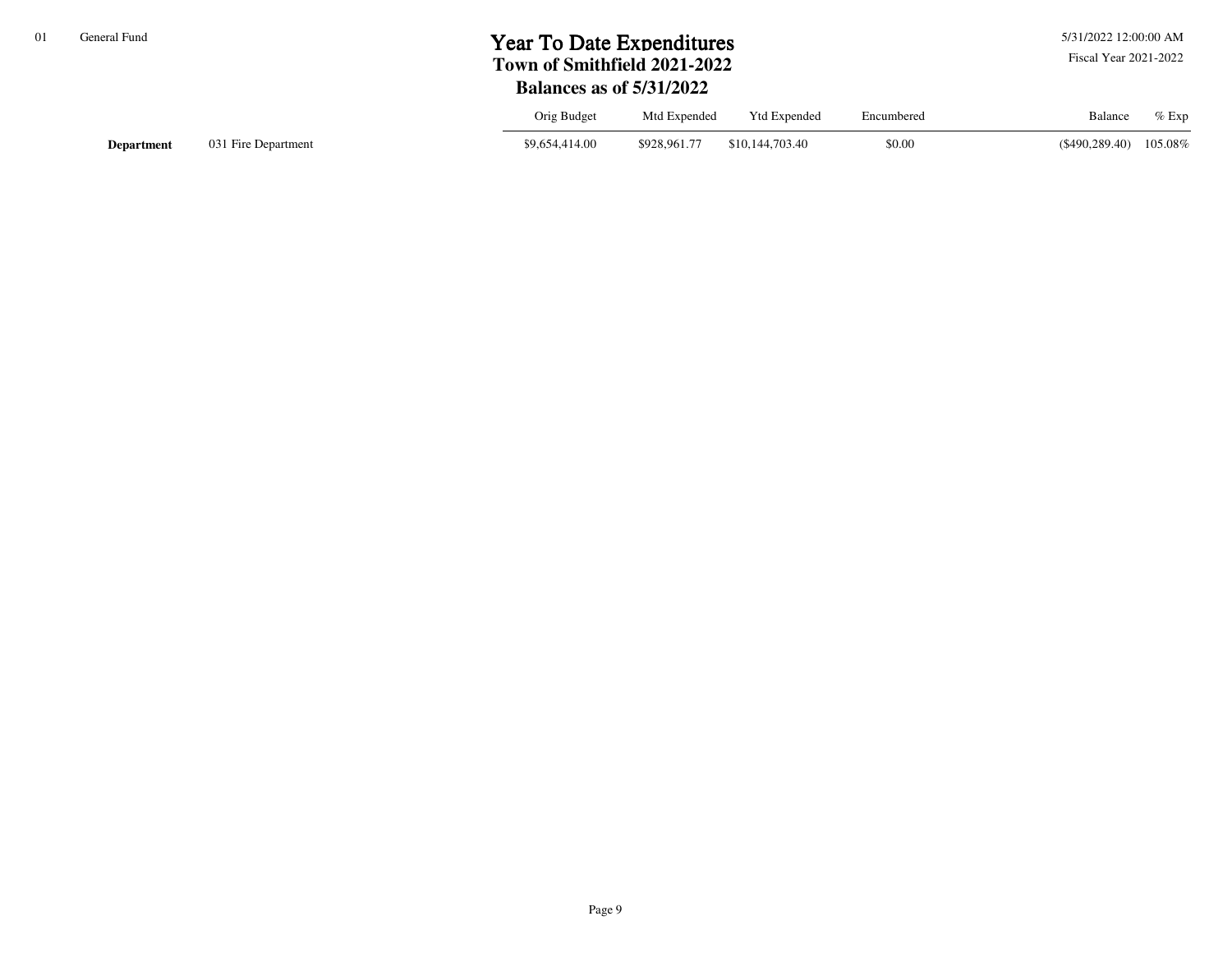01 General Fund

# Year To Date Expenditures

## Town of Smithfield 2021-2022

## Balances as of 5/31/2022

5/31/2022 12:00:00 AM

Fiscal Year 2021-2022

| | | Orig Budget | Mtd Expended | Ytd Expended | Encumbered | Balance | % Exp |
|---|---|---|---|---|---|---|---|
| **Department** | 031 Fire Department | $9,654,414.00 | $928,961.77 | $10,144,703.40 | $0.00 | ($490,289.40) | 105.08% |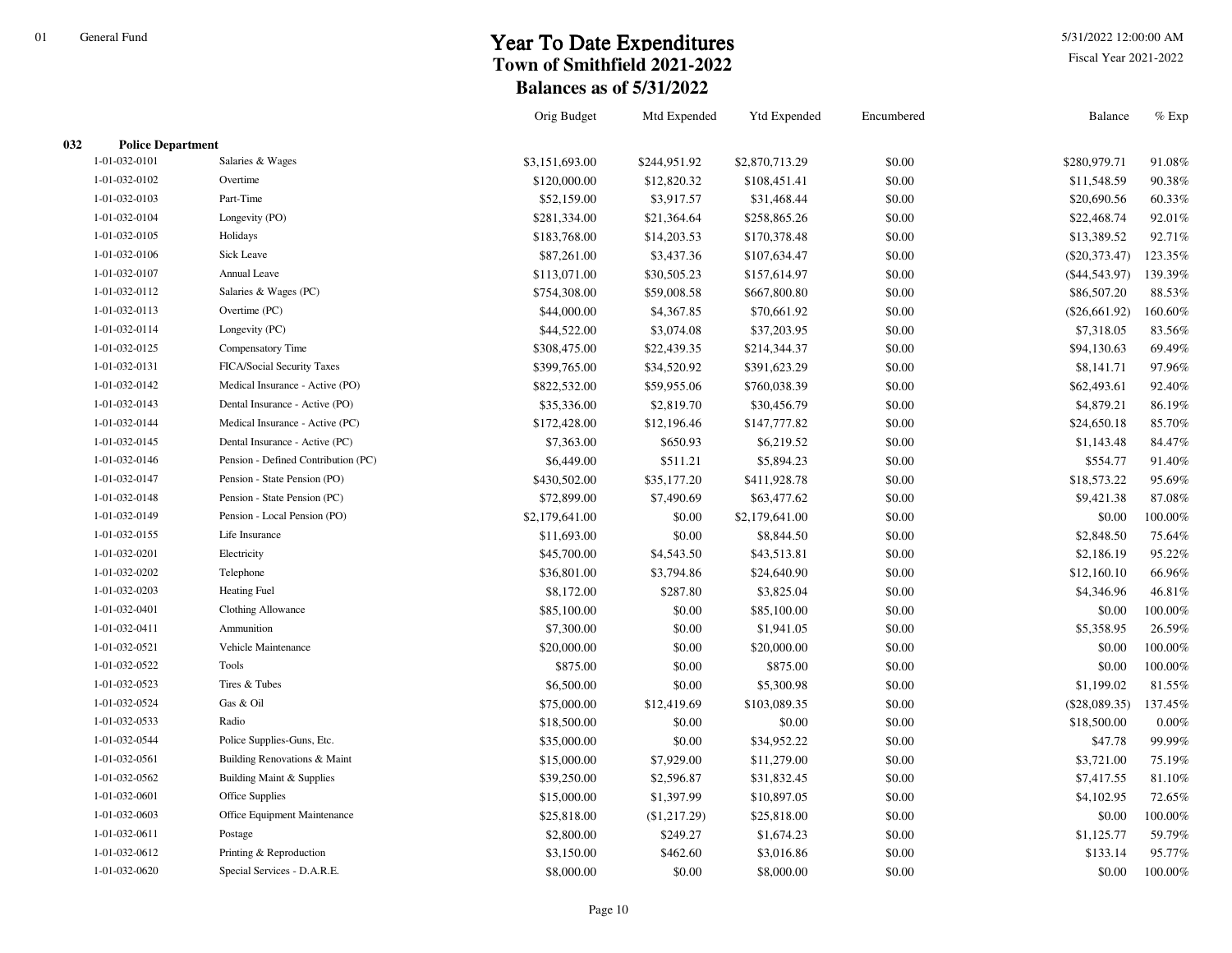01 General Fund

# Year To Date Expenditures
## Town of Smithfield 2021-2022
## Balances as of 5/31/2022

5/31/2022 12:00:00 AM
Fiscal Year 2021-2022

| | | Orig Budget | Mtd Expended | Ytd Expended | Encumbered | Balance | % Exp |
|---|---|---|---|---|---|---|---|
| **032** | **Police Department** | | | | | | |
| 1-01-032-0101 | Salaries & Wages | $3,151,693.00 | $244,951.92 | $2,870,713.29 | $0.00 | $280,979.71 | 91.08% |
| 1-01-032-0102 | Overtime | $120,000.00 | $12,820.32 | $108,451.41 | $0.00 | $11,548.59 | 90.38% |
| 1-01-032-0103 | Part-Time | $52,159.00 | $3,917.57 | $31,468.44 | $0.00 | $20,690.56 | 60.33% |
| 1-01-032-0104 | Longevity (PO) | $281,334.00 | $21,364.64 | $258,865.26 | $0.00 | $22,468.74 | 92.01% |
| 1-01-032-0105 | Holidays | $183,768.00 | $14,203.53 | $170,378.48 | $0.00 | $13,389.52 | 92.71% |
| 1-01-032-0106 | Sick Leave | $87,261.00 | $3,437.36 | $107,634.47 | $0.00 | ($20,373.47) | 123.35% |
| 1-01-032-0107 | Annual Leave | $113,071.00 | $30,505.23 | $157,614.97 | $0.00 | ($44,543.97) | 139.39% |
| 1-01-032-0112 | Salaries & Wages (PC) | $754,308.00 | $59,008.58 | $667,800.80 | $0.00 | $86,507.20 | 88.53% |
| 1-01-032-0113 | Overtime (PC) | $44,000.00 | $4,367.85 | $70,661.92 | $0.00 | ($26,661.92) | 160.60% |
| 1-01-032-0114 | Longevity (PC) | $44,522.00 | $3,074.08 | $37,203.95 | $0.00 | $7,318.05 | 83.56% |
| 1-01-032-0125 | Compensatory Time | $308,475.00 | $22,439.35 | $214,344.37 | $0.00 | $94,130.63 | 69.49% |
| 1-01-032-0131 | FICA/Social Security Taxes | $399,765.00 | $34,520.92 | $391,623.29 | $0.00 | $8,141.71 | 97.96% |
| 1-01-032-0142 | Medical Insurance - Active (PO) | $822,532.00 | $59,955.06 | $760,038.39 | $0.00 | $62,493.61 | 92.40% |
| 1-01-032-0143 | Dental Insurance - Active (PO) | $35,336.00 | $2,819.70 | $30,456.79 | $0.00 | $4,879.21 | 86.19% |
| 1-01-032-0144 | Medical Insurance - Active (PC) | $172,428.00 | $12,196.46 | $147,777.82 | $0.00 | $24,650.18 | 85.70% |
| 1-01-032-0145 | Dental Insurance - Active (PC) | $7,363.00 | $650.93 | $6,219.52 | $0.00 | $1,143.48 | 84.47% |
| 1-01-032-0146 | Pension - Defined Contribution (PC) | $6,449.00 | $511.21 | $5,894.23 | $0.00 | $554.77 | 91.40% |
| 1-01-032-0147 | Pension - State Pension (PO) | $430,502.00 | $35,177.20 | $411,928.78 | $0.00 | $18,573.22 | 95.69% |
| 1-01-032-0148 | Pension - State Pension (PC) | $72,899.00 | $7,490.69 | $63,477.62 | $0.00 | $9,421.38 | 87.08% |
| 1-01-032-0149 | Pension - Local Pension (PO) | $2,179,641.00 | $0.00 | $2,179,641.00 | $0.00 | $0.00 | 100.00% |
| 1-01-032-0155 | Life Insurance | $11,693.00 | $0.00 | $8,844.50 | $0.00 | $2,848.50 | 75.64% |
| 1-01-032-0201 | Electricity | $45,700.00 | $4,543.50 | $43,513.81 | $0.00 | $2,186.19 | 95.22% |
| 1-01-032-0202 | Telephone | $36,801.00 | $3,794.86 | $24,640.90 | $0.00 | $12,160.10 | 66.96% |
| 1-01-032-0203 | Heating Fuel | $8,172.00 | $287.80 | $3,825.04 | $0.00 | $4,346.96 | 46.81% |
| 1-01-032-0401 | Clothing Allowance | $85,100.00 | $0.00 | $85,100.00 | $0.00 | $0.00 | 100.00% |
| 1-01-032-0411 | Ammunition | $7,300.00 | $0.00 | $1,941.05 | $0.00 | $5,358.95 | 26.59% |
| 1-01-032-0521 | Vehicle Maintenance | $20,000.00 | $0.00 | $20,000.00 | $0.00 | $0.00 | 100.00% |
| 1-01-032-0522 | Tools | $875.00 | $0.00 | $875.00 | $0.00 | $0.00 | 100.00% |
| 1-01-032-0523 | Tires & Tubes | $6,500.00 | $0.00 | $5,300.98 | $0.00 | $1,199.02 | 81.55% |
| 1-01-032-0524 | Gas & Oil | $75,000.00 | $12,419.69 | $103,089.35 | $0.00 | ($28,089.35) | 137.45% |
| 1-01-032-0533 | Radio | $18,500.00 | $0.00 | $0.00 | $0.00 | $18,500.00 | 0.00% |
| 1-01-032-0544 | Police Supplies-Guns, Etc. | $35,000.00 | $0.00 | $34,952.22 | $0.00 | $47.78 | 99.99% |
| 1-01-032-0561 | Building Renovations & Maint | $15,000.00 | $7,929.00 | $11,279.00 | $0.00 | $3,721.00 | 75.19% |
| 1-01-032-0562 | Building Maint & Supplies | $39,250.00 | $2,596.87 | $31,832.45 | $0.00 | $7,417.55 | 81.10% |
| 1-01-032-0601 | Office Supplies | $15,000.00 | $1,397.99 | $10,897.05 | $0.00 | $4,102.95 | 72.65% |
| 1-01-032-0603 | Office Equipment Maintenance | $25,818.00 | ($1,217.29) | $25,818.00 | $0.00 | $0.00 | 100.00% |
| 1-01-032-0611 | Postage | $2,800.00 | $249.27 | $1,674.23 | $0.00 | $1,125.77 | 59.79% |
| 1-01-032-0612 | Printing & Reproduction | $3,150.00 | $462.60 | $3,016.86 | $0.00 | $133.14 | 95.77% |
| 1-01-032-0620 | Special Services - D.A.R.E. | $8,000.00 | $0.00 | $8,000.00 | $0.00 | $0.00 | 100.00% |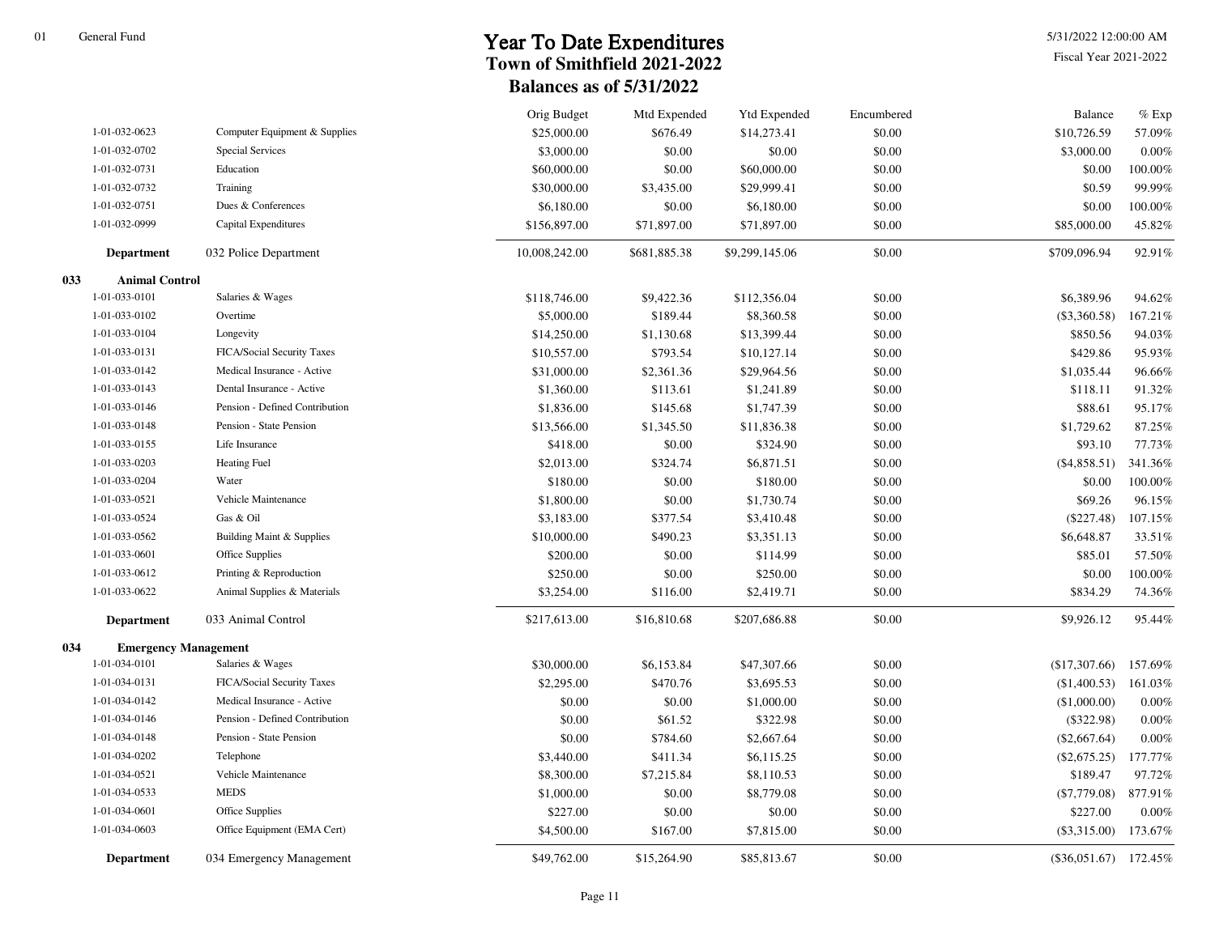01 General Fund

# Year To Date Expenditures
## Town of Smithfield 2021-2022
## Balances as of 5/31/2022

5/31/2022 12:00:00 AM
Fiscal Year 2021-2022

| | | Orig Budget | Mtd Expended | Ytd Expended | Encumbered | Balance | % Exp |
|---|---|---|---|---|---|---|---|
| 1-01-032-0623 | Computer Equipment & Supplies | $25,000.00 | $676.49 | $14,273.41 | $0.00 | $10,726.59 | 57.09% |
| 1-01-032-0702 | Special Services | $3,000.00 | $0.00 | $0.00 | $0.00 | $3,000.00 | 0.00% |
| 1-01-032-0731 | Education | $60,000.00 | $0.00 | $60,000.00 | $0.00 | $0.00 | 100.00% |
| 1-01-032-0732 | Training | $30,000.00 | $3,435.00 | $29,999.41 | $0.00 | $0.59 | 99.99% |
| 1-01-032-0751 | Dues & Conferences | $6,180.00 | $0.00 | $6,180.00 | $0.00 | $0.00 | 100.00% |
| 1-01-032-0999 | Capital Expenditures | $156,897.00 | $71,897.00 | $71,897.00 | $0.00 | $85,000.00 | 45.82% |
| **Department** | 032 Police Department | 10,008,242.00 | $681,885.38 | $9,299,145.06 | $0.00 | $709,096.94 | 92.91% |
| **033** | **Animal Control** | | | | | | |
| 1-01-033-0101 | Salaries & Wages | $118,746.00 | $9,422.36 | $112,356.04 | $0.00 | $6,389.96 | 94.62% |
| 1-01-033-0102 | Overtime | $5,000.00 | $189.44 | $8,360.58 | $0.00 | ($3,360.58) | 167.21% |
| 1-01-033-0104 | Longevity | $14,250.00 | $1,130.68 | $13,399.44 | $0.00 | $850.56 | 94.03% |
| 1-01-033-0131 | FICA/Social Security Taxes | $10,557.00 | $793.54 | $10,127.14 | $0.00 | $429.86 | 95.93% |
| 1-01-033-0142 | Medical Insurance - Active | $31,000.00 | $2,361.36 | $29,964.56 | $0.00 | $1,035.44 | 96.66% |
| 1-01-033-0143 | Dental Insurance - Active | $1,360.00 | $113.61 | $1,241.89 | $0.00 | $118.11 | 91.32% |
| 1-01-033-0146 | Pension - Defined Contribution | $1,836.00 | $145.68 | $1,747.39 | $0.00 | $88.61 | 95.17% |
| 1-01-033-0148 | Pension - State Pension | $13,566.00 | $1,345.50 | $11,836.38 | $0.00 | $1,729.62 | 87.25% |
| 1-01-033-0155 | Life Insurance | $418.00 | $0.00 | $324.90 | $0.00 | $93.10 | 77.73% |
| 1-01-033-0203 | Heating Fuel | $2,013.00 | $324.74 | $6,871.51 | $0.00 | ($4,858.51) | 341.36% |
| 1-01-033-0204 | Water | $180.00 | $0.00 | $180.00 | $0.00 | $0.00 | 100.00% |
| 1-01-033-0521 | Vehicle Maintenance | $1,800.00 | $0.00 | $1,730.74 | $0.00 | $69.26 | 96.15% |
| 1-01-033-0524 | Gas & Oil | $3,183.00 | $377.54 | $3,410.48 | $0.00 | ($227.48) | 107.15% |
| 1-01-033-0562 | Building Maint & Supplies | $10,000.00 | $490.23 | $3,351.13 | $0.00 | $6,648.87 | 33.51% |
| 1-01-033-0601 | Office Supplies | $200.00 | $0.00 | $114.99 | $0.00 | $85.01 | 57.50% |
| 1-01-033-0612 | Printing & Reproduction | $250.00 | $0.00 | $250.00 | $0.00 | $0.00 | 100.00% |
| 1-01-033-0622 | Animal Supplies & Materials | $3,254.00 | $116.00 | $2,419.71 | $0.00 | $834.29 | 74.36% |
| **Department** | 033 Animal Control | $217,613.00 | $16,810.68 | $207,686.88 | $0.00 | $9,926.12 | 95.44% |
| **034** | **Emergency Management** | | | | | | |
| 1-01-034-0101 | Salaries & Wages | $30,000.00 | $6,153.84 | $47,307.66 | $0.00 | ($17,307.66) | 157.69% |
| 1-01-034-0131 | FICA/Social Security Taxes | $2,295.00 | $470.76 | $3,695.53 | $0.00 | ($1,400.53) | 161.03% |
| 1-01-034-0142 | Medical Insurance - Active | $0.00 | $0.00 | $1,000.00 | $0.00 | ($1,000.00) | 0.00% |
| 1-01-034-0146 | Pension - Defined Contribution | $0.00 | $61.52 | $322.98 | $0.00 | ($322.98) | 0.00% |
| 1-01-034-0148 | Pension - State Pension | $0.00 | $784.60 | $2,667.64 | $0.00 | ($2,667.64) | 0.00% |
| 1-01-034-0202 | Telephone | $3,440.00 | $411.34 | $6,115.25 | $0.00 | ($2,675.25) | 177.77% |
| 1-01-034-0521 | Vehicle Maintenance | $8,300.00 | $7,215.84 | $8,110.53 | $0.00 | $189.47 | 97.72% |
| 1-01-034-0533 | MEDS | $1,000.00 | $0.00 | $8,779.08 | $0.00 | ($7,779.08) | 877.91% |
| 1-01-034-0601 | Office Supplies | $227.00 | $0.00 | $0.00 | $0.00 | $227.00 | 0.00% |
| 1-01-034-0603 | Office Equipment (EMA Cert) | $4,500.00 | $167.00 | $7,815.00 | $0.00 | ($3,315.00) | 173.67% |
| **Department** | 034 Emergency Management | $49,762.00 | $15,264.90 | $85,813.67 | $0.00 | ($36,051.67) | 172.45% |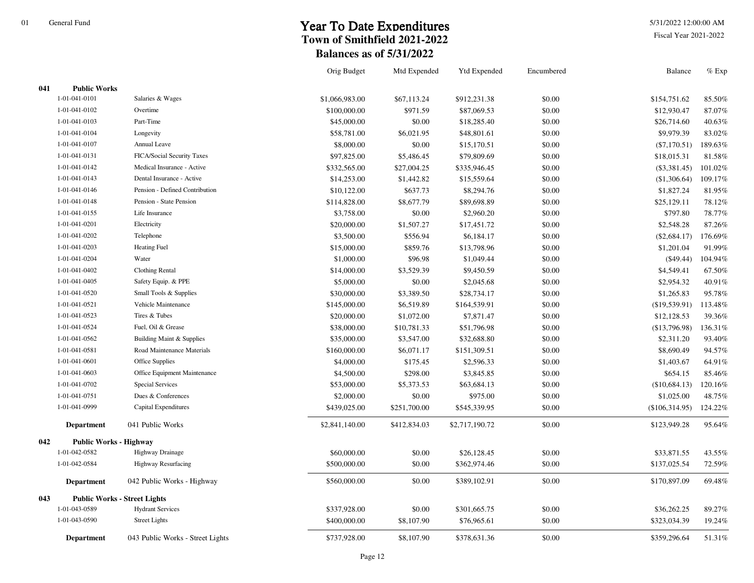01 General Fund

# Year To Date Expenditures
## Town of Smithfield 2021-2022
## Balances as of 5/31/2022

5/31/2022 12:00:00 AM
Fiscal Year 2021-2022

| | | Orig Budget | Mtd Expended | Ytd Expended | Encumbered | Balance | % Exp |
|---|---|---|---|---|---|---|---|
| **041** | **Public Works** | | | | | | |
| 1-01-041-0101 | Salaries & Wages | $1,066,983.00 | $67,113.24 | $912,231.38 | $0.00 | $154,751.62 | 85.50% |
| 1-01-041-0102 | Overtime | $100,000.00 | $971.59 | $87,069.53 | $0.00 | $12,930.47 | 87.07% |
| 1-01-041-0103 | Part-Time | $45,000.00 | $0.00 | $18,285.40 | $0.00 | $26,714.60 | 40.63% |
| 1-01-041-0104 | Longevity | $58,781.00 | $6,021.95 | $48,801.61 | $0.00 | $9,979.39 | 83.02% |
| 1-01-041-0107 | Annual Leave | $8,000.00 | $0.00 | $15,170.51 | $0.00 | ($7,170.51) | 189.63% |
| 1-01-041-0131 | FICA/Social Security Taxes | $97,825.00 | $5,486.45 | $79,809.69 | $0.00 | $18,015.31 | 81.58% |
| 1-01-041-0142 | Medical Insurance - Active | $332,565.00 | $27,004.25 | $335,946.45 | $0.00 | ($3,381.45) | 101.02% |
| 1-01-041-0143 | Dental Insurance - Active | $14,253.00 | $1,442.82 | $15,559.64 | $0.00 | ($1,306.64) | 109.17% |
| 1-01-041-0146 | Pension - Defined Contribution | $10,122.00 | $637.73 | $8,294.76 | $0.00 | $1,827.24 | 81.95% |
| 1-01-041-0148 | Pension - State Pension | $114,828.00 | $8,677.79 | $89,698.89 | $0.00 | $25,129.11 | 78.12% |
| 1-01-041-0155 | Life Insurance | $3,758.00 | $0.00 | $2,960.20 | $0.00 | $797.80 | 78.77% |
| 1-01-041-0201 | Electricity | $20,000.00 | $1,507.27 | $17,451.72 | $0.00 | $2,548.28 | 87.26% |
| 1-01-041-0202 | Telephone | $3,500.00 | $556.94 | $6,184.17 | $0.00 | ($2,684.17) | 176.69% |
| 1-01-041-0203 | Heating Fuel | $15,000.00 | $859.76 | $13,798.96 | $0.00 | $1,201.04 | 91.99% |
| 1-01-041-0204 | Water | $1,000.00 | $96.98 | $1,049.44 | $0.00 | ($49.44) | 104.94% |
| 1-01-041-0402 | Clothing Rental | $14,000.00 | $3,529.39 | $9,450.59 | $0.00 | $4,549.41 | 67.50% |
| 1-01-041-0405 | Safety Equip. & PPE | $5,000.00 | $0.00 | $2,045.68 | $0.00 | $2,954.32 | 40.91% |
| 1-01-041-0520 | Small Tools & Supplies | $30,000.00 | $3,389.50 | $28,734.17 | $0.00 | $1,265.83 | 95.78% |
| 1-01-041-0521 | Vehicle Maintenance | $145,000.00 | $6,519.89 | $164,539.91 | $0.00 | ($19,539.91) | 113.48% |
| 1-01-041-0523 | Tires & Tubes | $20,000.00 | $1,072.00 | $7,871.47 | $0.00 | $12,128.53 | 39.36% |
| 1-01-041-0524 | Fuel, Oil & Grease | $38,000.00 | $10,781.33 | $51,796.98 | $0.00 | ($13,796.98) | 136.31% |
| 1-01-041-0562 | Building Maint & Supplies | $35,000.00 | $3,547.00 | $32,688.80 | $0.00 | $2,311.20 | 93.40% |
| 1-01-041-0581 | Road Maintenance Materials | $160,000.00 | $6,071.17 | $151,309.51 | $0.00 | $8,690.49 | 94.57% |
| 1-01-041-0601 | Office Supplies | $4,000.00 | $175.45 | $2,596.33 | $0.00 | $1,403.67 | 64.91% |
| 1-01-041-0603 | Office Equipment Maintenance | $4,500.00 | $298.00 | $3,845.85 | $0.00 | $654.15 | 85.46% |
| 1-01-041-0702 | Special Services | $53,000.00 | $5,373.53 | $63,684.13 | $0.00 | ($10,684.13) | 120.16% |
| 1-01-041-0751 | Dues & Conferences | $2,000.00 | $0.00 | $975.00 | $0.00 | $1,025.00 | 48.75% |
| 1-01-041-0999 | Capital Expenditures | $439,025.00 | $251,700.00 | $545,339.95 | $0.00 | ($106,314.95) | 124.22% |
| **Department** | 041 Public Works | $2,841,140.00 | $412,834.03 | $2,717,190.72 | $0.00 | $123,949.28 | 95.64% |
| **042** | **Public Works - Highway** | | | | | | |
| 1-01-042-0582 | Highway Drainage | $60,000.00 | $0.00 | $26,128.45 | $0.00 | $33,871.55 | 43.55% |
| 1-01-042-0584 | Highway Resurfacing | $500,000.00 | $0.00 | $362,974.46 | $0.00 | $137,025.54 | 72.59% |
| **Department** | 042 Public Works - Highway | $560,000.00 | $0.00 | $389,102.91 | $0.00 | $170,897.09 | 69.48% |
| **043** | **Public Works - Street Lights** | | | | | | |
| 1-01-043-0589 | Hydrant Services | $337,928.00 | $0.00 | $301,665.75 | $0.00 | $36,262.25 | 89.27% |
| 1-01-043-0590 | Street Lights | $400,000.00 | $8,107.90 | $76,965.61 | $0.00 | $323,034.39 | 19.24% |
| **Department** | 043 Public Works - Street Lights | $737,928.00 | $8,107.90 | $378,631.36 | $0.00 | $359,296.64 | 51.31% |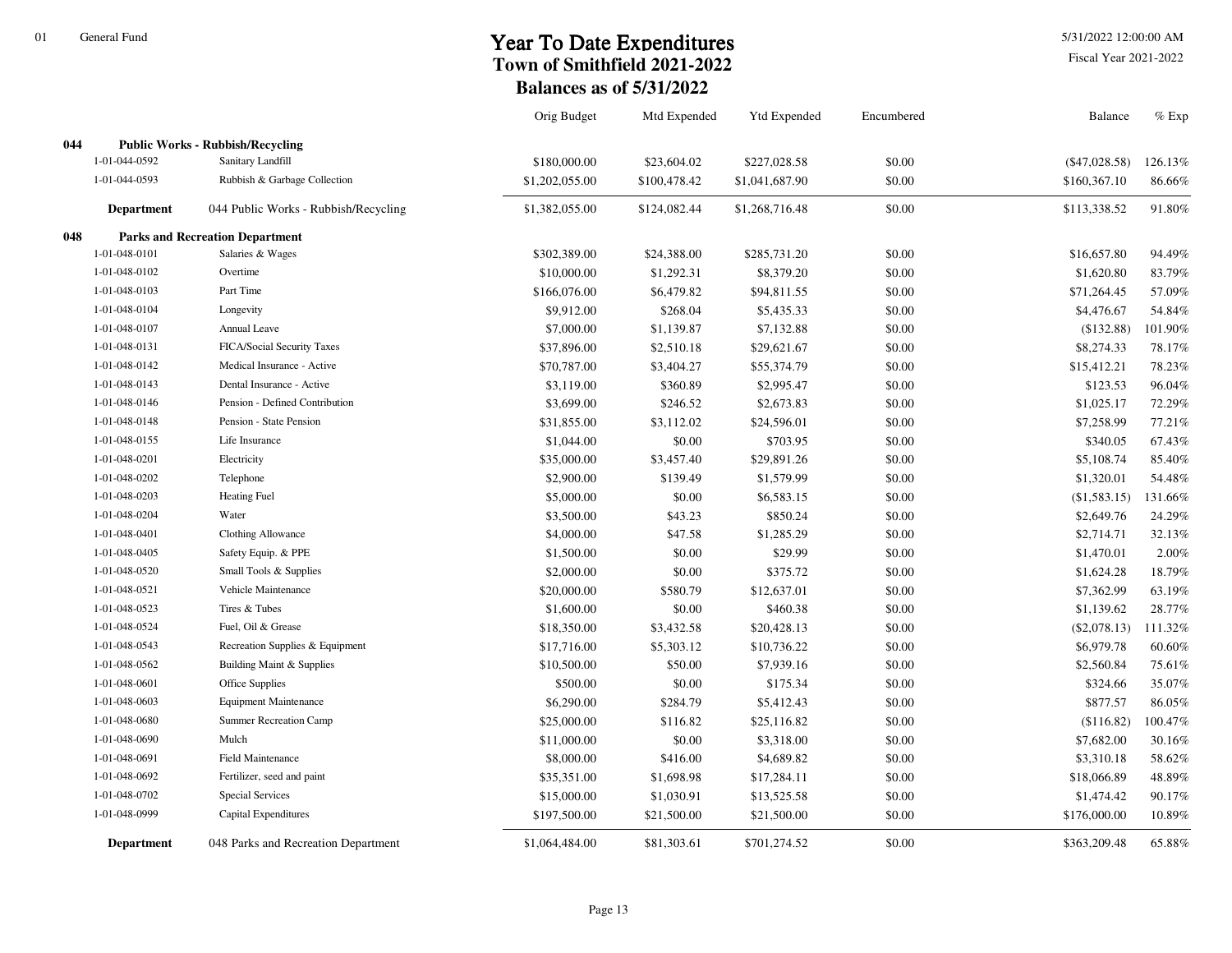01 General Fund

# Year To Date Expenditures
## Town of Smithfield 2021-2022
## Balances as of 5/31/2022

5/31/2022 12:00:00 AM
Fiscal Year 2021-2022

| | | Orig Budget | Mtd Expended | Ytd Expended | Encumbered | Balance | % Exp |
|---|---|---|---|---|---|---|---|
| **044** | **Public Works - Rubbish/Recycling** | | | | | | |
| 1-01-044-0592 | Sanitary Landfill | $180,000.00 | $23,604.02 | $227,028.58 | $0.00 | ($47,028.58) | 126.13% |
| 1-01-044-0593 | Rubbish & Garbage Collection | $1,202,055.00 | $100,478.42 | $1,041,687.90 | $0.00 | $160,367.10 | 86.66% |
| **Department** | 044 Public Works - Rubbish/Recycling | $1,382,055.00 | $124,082.44 | $1,268,716.48 | $0.00 | $113,338.52 | 91.80% |
| **048** | **Parks and Recreation Department** | | | | | | |
| 1-01-048-0101 | Salaries & Wages | $302,389.00 | $24,388.00 | $285,731.20 | $0.00 | $16,657.80 | 94.49% |
| 1-01-048-0102 | Overtime | $10,000.00 | $1,292.31 | $8,379.20 | $0.00 | $1,620.80 | 83.79% |
| 1-01-048-0103 | Part Time | $166,076.00 | $6,479.82 | $94,811.55 | $0.00 | $71,264.45 | 57.09% |
| 1-01-048-0104 | Longevity | $9,912.00 | $268.04 | $5,435.33 | $0.00 | $4,476.67 | 54.84% |
| 1-01-048-0107 | Annual Leave | $7,000.00 | $1,139.87 | $7,132.88 | $0.00 | ($132.88) | 101.90% |
| 1-01-048-0131 | FICA/Social Security Taxes | $37,896.00 | $2,510.18 | $29,621.67 | $0.00 | $8,274.33 | 78.17% |
| 1-01-048-0142 | Medical Insurance - Active | $70,787.00 | $3,404.27 | $55,374.79 | $0.00 | $15,412.21 | 78.23% |
| 1-01-048-0143 | Dental Insurance - Active | $3,119.00 | $360.89 | $2,995.47 | $0.00 | $123.53 | 96.04% |
| 1-01-048-0146 | Pension - Defined Contribution | $3,699.00 | $246.52 | $2,673.83 | $0.00 | $1,025.17 | 72.29% |
| 1-01-048-0148 | Pension - State Pension | $31,855.00 | $3,112.02 | $24,596.01 | $0.00 | $7,258.99 | 77.21% |
| 1-01-048-0155 | Life Insurance | $1,044.00 | $0.00 | $703.95 | $0.00 | $340.05 | 67.43% |
| 1-01-048-0201 | Electricity | $35,000.00 | $3,457.40 | $29,891.26 | $0.00 | $5,108.74 | 85.40% |
| 1-01-048-0202 | Telephone | $2,900.00 | $139.49 | $1,579.99 | $0.00 | $1,320.01 | 54.48% |
| 1-01-048-0203 | Heating Fuel | $5,000.00 | $0.00 | $6,583.15 | $0.00 | ($1,583.15) | 131.66% |
| 1-01-048-0204 | Water | $3,500.00 | $43.23 | $850.24 | $0.00 | $2,649.76 | 24.29% |
| 1-01-048-0401 | Clothing Allowance | $4,000.00 | $47.58 | $1,285.29 | $0.00 | $2,714.71 | 32.13% |
| 1-01-048-0405 | Safety Equip. & PPE | $1,500.00 | $0.00 | $29.99 | $0.00 | $1,470.01 | 2.00% |
| 1-01-048-0520 | Small Tools & Supplies | $2,000.00 | $0.00 | $375.72 | $0.00 | $1,624.28 | 18.79% |
| 1-01-048-0521 | Vehicle Maintenance | $20,000.00 | $580.79 | $12,637.01 | $0.00 | $7,362.99 | 63.19% |
| 1-01-048-0523 | Tires & Tubes | $1,600.00 | $0.00 | $460.38 | $0.00 | $1,139.62 | 28.77% |
| 1-01-048-0524 | Fuel, Oil & Grease | $18,350.00 | $3,432.58 | $20,428.13 | $0.00 | ($2,078.13) | 111.32% |
| 1-01-048-0543 | Recreation Supplies & Equipment | $17,716.00 | $5,303.12 | $10,736.22 | $0.00 | $6,979.78 | 60.60% |
| 1-01-048-0562 | Building Maint & Supplies | $10,500.00 | $50.00 | $7,939.16 | $0.00 | $2,560.84 | 75.61% |
| 1-01-048-0601 | Office Supplies | $500.00 | $0.00 | $175.34 | $0.00 | $324.66 | 35.07% |
| 1-01-048-0603 | Equipment Maintenance | $6,290.00 | $284.79 | $5,412.43 | $0.00 | $877.57 | 86.05% |
| 1-01-048-0680 | Summer Recreation Camp | $25,000.00 | $116.82 | $25,116.82 | $0.00 | ($116.82) | 100.47% |
| 1-01-048-0690 | Mulch | $11,000.00 | $0.00 | $3,318.00 | $0.00 | $7,682.00 | 30.16% |
| 1-01-048-0691 | Field Maintenance | $8,000.00 | $416.00 | $4,689.82 | $0.00 | $3,310.18 | 58.62% |
| 1-01-048-0692 | Fertilizer, seed and paint | $35,351.00 | $1,698.98 | $17,284.11 | $0.00 | $18,066.89 | 48.89% |
| 1-01-048-0702 | Special Services | $15,000.00 | $1,030.91 | $13,525.58 | $0.00 | $1,474.42 | 90.17% |
| 1-01-048-0999 | Capital Expenditures | $197,500.00 | $21,500.00 | $21,500.00 | $0.00 | $176,000.00 | 10.89% |
| **Department** | 048 Parks and Recreation Department | $1,064,484.00 | $81,303.61 | $701,274.52 | $0.00 | $363,209.48 | 65.88% |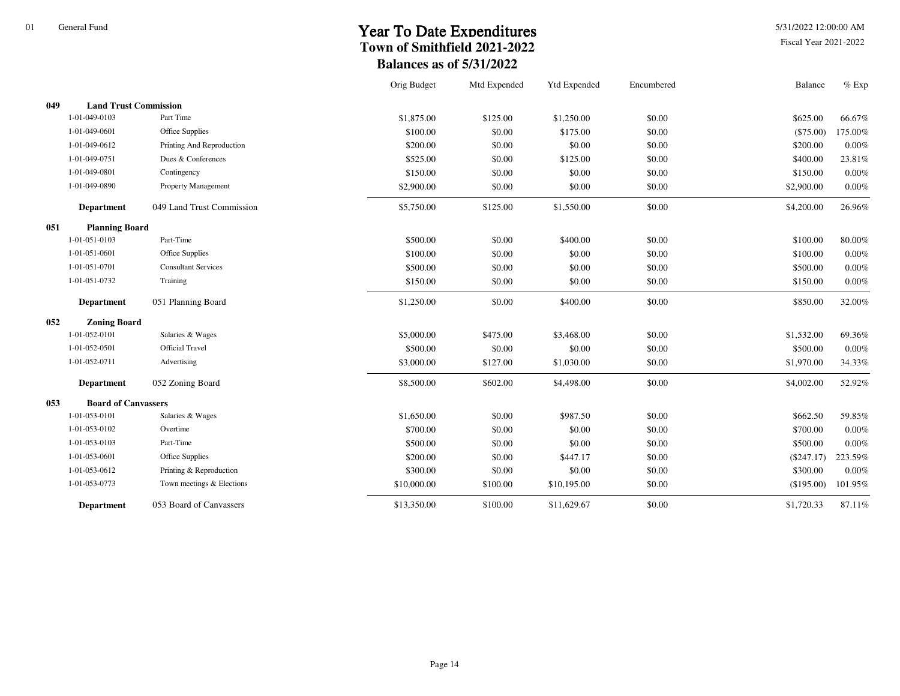01 General Fund

# Year To Date Expenditures
## Town of Smithfield 2021-2022
## Balances as of 5/31/2022

5/31/2022 12:00:00 AM
Fiscal Year 2021-2022

| | | Orig Budget | Mtd Expended | Ytd Expended | Encumbered | Balance | % Exp |
|---|---|---|---|---|---|---|---|
| **049** | **Land Trust Commission** | | | | | | |
| 1-01-049-0103 | Part Time | $1,875.00 | $125.00 | $1,250.00 | $0.00 | $625.00 | 66.67% |
| 1-01-049-0601 | Office Supplies | $100.00 | $0.00 | $175.00 | $0.00 | ($75.00) | 175.00% |
| 1-01-049-0612 | Printing And Reproduction | $200.00 | $0.00 | $0.00 | $0.00 | $200.00 | 0.00% |
| 1-01-049-0751 | Dues & Conferences | $525.00 | $0.00 | $125.00 | $0.00 | $400.00 | 23.81% |
| 1-01-049-0801 | Contingency | $150.00 | $0.00 | $0.00 | $0.00 | $150.00 | 0.00% |
| 1-01-049-0890 | Property Management | $2,900.00 | $0.00 | $0.00 | $0.00 | $2,900.00 | 0.00% |
| **Department** | 049 Land Trust Commission | $5,750.00 | $125.00 | $1,550.00 | $0.00 | $4,200.00 | 26.96% |
| **051** | **Planning Board** | | | | | | |
| 1-01-051-0103 | Part-Time | $500.00 | $0.00 | $400.00 | $0.00 | $100.00 | 80.00% |
| 1-01-051-0601 | Office Supplies | $100.00 | $0.00 | $0.00 | $0.00 | $100.00 | 0.00% |
| 1-01-051-0701 | Consultant Services | $500.00 | $0.00 | $0.00 | $0.00 | $500.00 | 0.00% |
| 1-01-051-0732 | Training | $150.00 | $0.00 | $0.00 | $0.00 | $150.00 | 0.00% |
| **Department** | 051 Planning Board | $1,250.00 | $0.00 | $400.00 | $0.00 | $850.00 | 32.00% |
| **052** | **Zoning Board** | | | | | | |
| 1-01-052-0101 | Salaries & Wages | $5,000.00 | $475.00 | $3,468.00 | $0.00 | $1,532.00 | 69.36% |
| 1-01-052-0501 | Official Travel | $500.00 | $0.00 | $0.00 | $0.00 | $500.00 | 0.00% |
| 1-01-052-0711 | Advertising | $3,000.00 | $127.00 | $1,030.00 | $0.00 | $1,970.00 | 34.33% |
| **Department** | 052 Zoning Board | $8,500.00 | $602.00 | $4,498.00 | $0.00 | $4,002.00 | 52.92% |
| **053** | **Board of Canvassers** | | | | | | |
| 1-01-053-0101 | Salaries & Wages | $1,650.00 | $0.00 | $987.50 | $0.00 | $662.50 | 59.85% |
| 1-01-053-0102 | Overtime | $700.00 | $0.00 | $0.00 | $0.00 | $700.00 | 0.00% |
| 1-01-053-0103 | Part-Time | $500.00 | $0.00 | $0.00 | $0.00 | $500.00 | 0.00% |
| 1-01-053-0601 | Office Supplies | $200.00 | $0.00 | $447.17 | $0.00 | ($247.17) | 223.59% |
| 1-01-053-0612 | Printing & Reproduction | $300.00 | $0.00 | $0.00 | $0.00 | $300.00 | 0.00% |
| 1-01-053-0773 | Town meetings & Elections | $10,000.00 | $100.00 | $10,195.00 | $0.00 | ($195.00) | 101.95% |
| **Department** | 053 Board of Canvassers | $13,350.00 | $100.00 | $11,629.67 | $0.00 | $1,720.33 | 87.11% |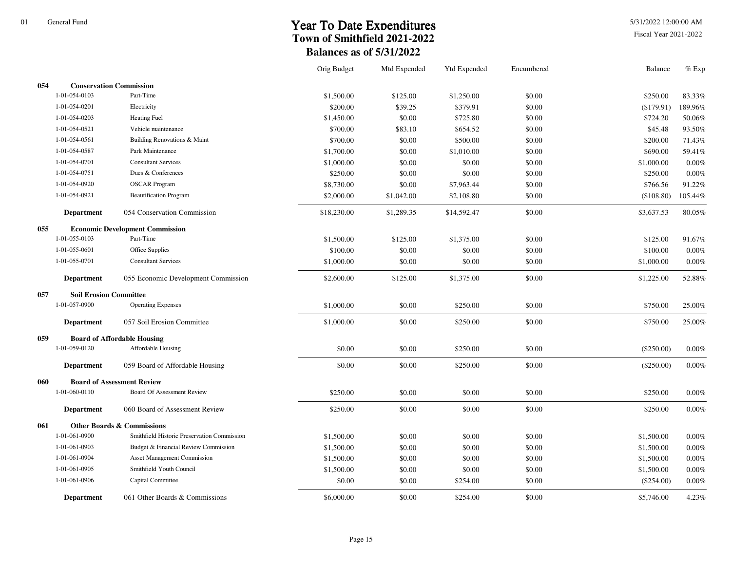01 General Fund

# Year To Date Expenditures

## Town of Smithfield 2021-2022

## Balances as of 5/31/2022

5/31/2022 12:00:00 AM
Fiscal Year 2021-2022

| | | Orig Budget | Mtd Expended | Ytd Expended | Encumbered | Balance | % Exp |
|---|---|---|---|---|---|---|---|
| **054** | **Conservation Commission** | | | | | | |
| 1-01-054-0103 | Part-Time | $1,500.00 | $125.00 | $1,250.00 | $0.00 | $250.00 | 83.33% |
| 1-01-054-0201 | Electricity | $200.00 | $39.25 | $379.91 | $0.00 | ($179.91) | 189.96% |
| 1-01-054-0203 | Heating Fuel | $1,450.00 | $0.00 | $725.80 | $0.00 | $724.20 | 50.06% |
| 1-01-054-0521 | Vehicle maintenance | $700.00 | $83.10 | $654.52 | $0.00 | $45.48 | 93.50% |
| 1-01-054-0561 | Building Renovations & Maint | $700.00 | $0.00 | $500.00 | $0.00 | $200.00 | 71.43% |
| 1-01-054-0587 | Park Maintenance | $1,700.00 | $0.00 | $1,010.00 | $0.00 | $690.00 | 59.41% |
| 1-01-054-0701 | Consultant Services | $1,000.00 | $0.00 | $0.00 | $0.00 | $1,000.00 | 0.00% |
| 1-01-054-0751 | Dues & Conferences | $250.00 | $0.00 | $0.00 | $0.00 | $250.00 | 0.00% |
| 1-01-054-0920 | OSCAR Program | $8,730.00 | $0.00 | $7,963.44 | $0.00 | $766.56 | 91.22% |
| 1-01-054-0921 | Beautification Program | $2,000.00 | $1,042.00 | $2,108.80 | $0.00 | ($108.80) | 105.44% |
| **Department** | 054 Conservation Commission | $18,230.00 | $1,289.35 | $14,592.47 | $0.00 | $3,637.53 | 80.05% |
| **055** | **Economic Development Commission** | | | | | | |
| 1-01-055-0103 | Part-Time | $1,500.00 | $125.00 | $1,375.00 | $0.00 | $125.00 | 91.67% |
| 1-01-055-0601 | Office Supplies | $100.00 | $0.00 | $0.00 | $0.00 | $100.00 | 0.00% |
| 1-01-055-0701 | Consultant Services | $1,000.00 | $0.00 | $0.00 | $0.00 | $1,000.00 | 0.00% |
| **Department** | 055 Economic Development Commission | $2,600.00 | $125.00 | $1,375.00 | $0.00 | $1,225.00 | 52.88% |
| **057** | **Soil Erosion Committee** | | | | | | |
| 1-01-057-0900 | Operating Expenses | $1,000.00 | $0.00 | $250.00 | $0.00 | $750.00 | 25.00% |
| **Department** | 057 Soil Erosion Committee | $1,000.00 | $0.00 | $250.00 | $0.00 | $750.00 | 25.00% |
| **059** | **Board of Affordable Housing** | | | | | | |
| 1-01-059-0120 | Affordable Housing | $0.00 | $0.00 | $250.00 | $0.00 | ($250.00) | 0.00% |
| **Department** | 059 Board of Affordable Housing | $0.00 | $0.00 | $250.00 | $0.00 | ($250.00) | 0.00% |
| **060** | **Board of Assessment Review** | | | | | | |
| 1-01-060-0110 | Board Of Assessment Review | $250.00 | $0.00 | $0.00 | $0.00 | $250.00 | 0.00% |
| **Department** | 060 Board of Assessment Review | $250.00 | $0.00 | $0.00 | $0.00 | $250.00 | 0.00% |
| **061** | **Other Boards & Commissions** | | | | | | |
| 1-01-061-0900 | Smithfield Historic Preservation Commission | $1,500.00 | $0.00 | $0.00 | $0.00 | $1,500.00 | 0.00% |
| 1-01-061-0903 | Budget & Financial Review Commission | $1,500.00 | $0.00 | $0.00 | $0.00 | $1,500.00 | 0.00% |
| 1-01-061-0904 | Asset Management Commission | $1,500.00 | $0.00 | $0.00 | $0.00 | $1,500.00 | 0.00% |
| 1-01-061-0905 | Smithfield Youth Council | $1,500.00 | $0.00 | $0.00 | $0.00 | $1,500.00 | 0.00% |
| 1-01-061-0906 | Capital Committee | $0.00 | $0.00 | $254.00 | $0.00 | ($254.00) | 0.00% |
| **Department** | 061 Other Boards & Commissions | $6,000.00 | $0.00 | $254.00 | $0.00 | $5,746.00 | 4.23% |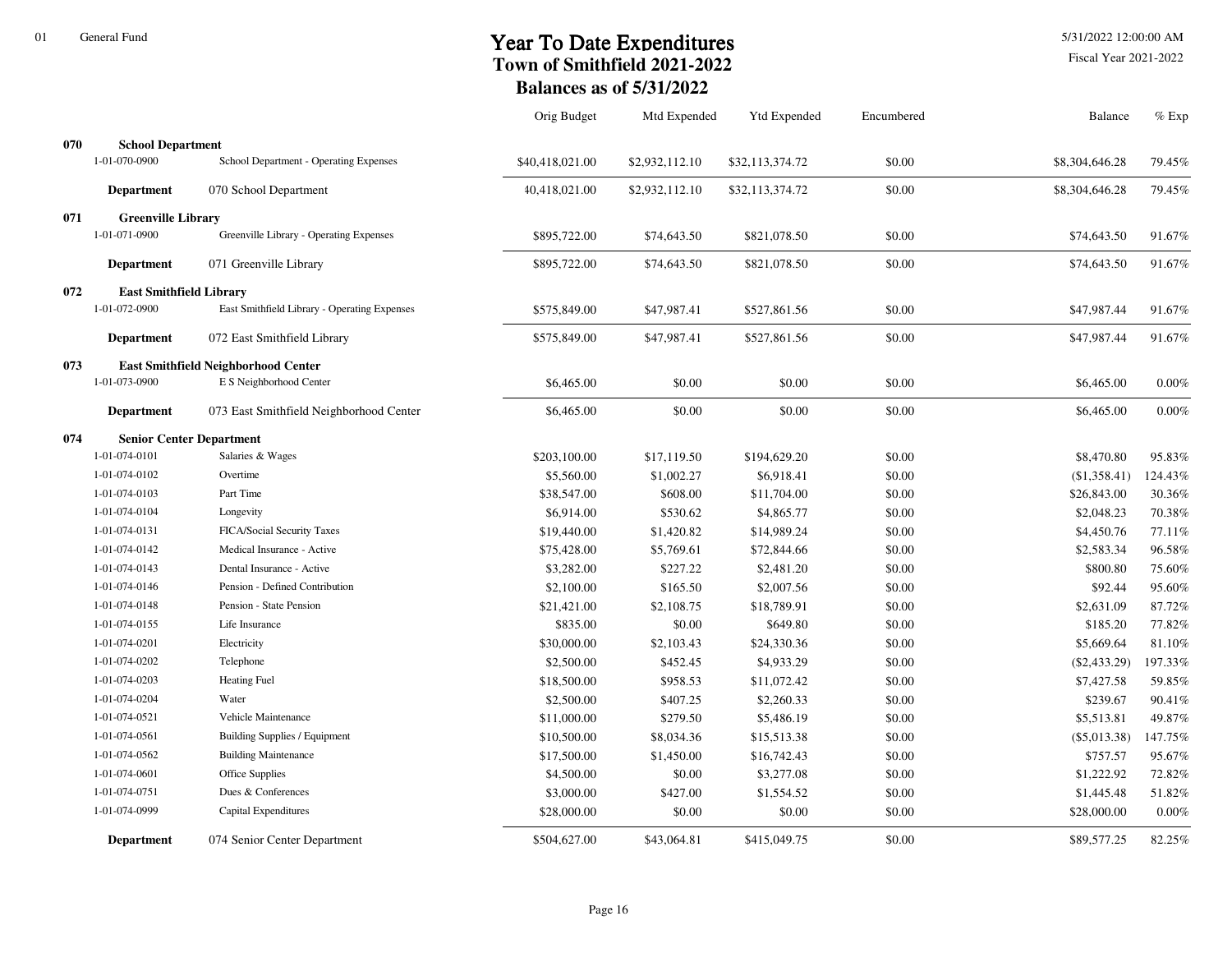01 General Fund

# Year To Date Expenditures

## Town of Smithfield 2021-2022

## Balances as of 5/31/2022

5/31/2022 12:00:00 AM
Fiscal Year 2021-2022

| | | Orig Budget | Mtd Expended | Ytd Expended | Encumbered | Balance | % Exp |
|---|---|---|---|---|---|---|---|
| **070** | **School Department** | | | | | | |
| 1-01-070-0900 | School Department - Operating Expenses | $40,418,021.00 | $2,932,112.10 | $32,113,374.72 | $0.00 | $8,304,646.28 | 79.45% |
| **Department** | 070 School Department | 40,418,021.00 | $2,932,112.10 | $32,113,374.72 | $0.00 | $8,304,646.28 | 79.45% |
| **071** | **Greenville Library** | | | | | | |
| 1-01-071-0900 | Greenville Library - Operating Expenses | $895,722.00 | $74,643.50 | $821,078.50 | $0.00 | $74,643.50 | 91.67% |
| **Department** | 071 Greenville Library | $895,722.00 | $74,643.50 | $821,078.50 | $0.00 | $74,643.50 | 91.67% |
| **072** | **East Smithfield Library** | | | | | | |
| 1-01-072-0900 | East Smithfield Library - Operating Expenses | $575,849.00 | $47,987.41 | $527,861.56 | $0.00 | $47,987.44 | 91.67% |
| **Department** | 072 East Smithfield Library | $575,849.00 | $47,987.41 | $527,861.56 | $0.00 | $47,987.44 | 91.67% |
| **073** | **East Smithfield Neighborhood Center** | | | | | | |
| 1-01-073-0900 | E S Neighborhood Center | $6,465.00 | $0.00 | $0.00 | $0.00 | $6,465.00 | 0.00% |
| **Department** | 073 East Smithfield Neighborhood Center | $6,465.00 | $0.00 | $0.00 | $0.00 | $6,465.00 | 0.00% |
| **074** | **Senior Center Department** | | | | | | |
| 1-01-074-0101 | Salaries & Wages | $203,100.00 | $17,119.50 | $194,629.20 | $0.00 | $8,470.80 | 95.83% |
| 1-01-074-0102 | Overtime | $5,560.00 | $1,002.27 | $6,918.41 | $0.00 | ($1,358.41) | 124.43% |
| 1-01-074-0103 | Part Time | $38,547.00 | $608.00 | $11,704.00 | $0.00 | $26,843.00 | 30.36% |
| 1-01-074-0104 | Longevity | $6,914.00 | $530.62 | $4,865.77 | $0.00 | $2,048.23 | 70.38% |
| 1-01-074-0131 | FICA/Social Security Taxes | $19,440.00 | $1,420.82 | $14,989.24 | $0.00 | $4,450.76 | 77.11% |
| 1-01-074-0142 | Medical Insurance - Active | $75,428.00 | $5,769.61 | $72,844.66 | $0.00 | $2,583.34 | 96.58% |
| 1-01-074-0143 | Dental Insurance - Active | $3,282.00 | $227.22 | $2,481.20 | $0.00 | $800.80 | 75.60% |
| 1-01-074-0146 | Pension - Defined Contribution | $2,100.00 | $165.50 | $2,007.56 | $0.00 | $92.44 | 95.60% |
| 1-01-074-0148 | Pension - State Pension | $21,421.00 | $2,108.75 | $18,789.91 | $0.00 | $2,631.09 | 87.72% |
| 1-01-074-0155 | Life Insurance | $835.00 | $0.00 | $649.80 | $0.00 | $185.20 | 77.82% |
| 1-01-074-0201 | Electricity | $30,000.00 | $2,103.43 | $24,330.36 | $0.00 | $5,669.64 | 81.10% |
| 1-01-074-0202 | Telephone | $2,500.00 | $452.45 | $4,933.29 | $0.00 | ($2,433.29) | 197.33% |
| 1-01-074-0203 | Heating Fuel | $18,500.00 | $958.53 | $11,072.42 | $0.00 | $7,427.58 | 59.85% |
| 1-01-074-0204 | Water | $2,500.00 | $407.25 | $2,260.33 | $0.00 | $239.67 | 90.41% |
| 1-01-074-0521 | Vehicle Maintenance | $11,000.00 | $279.50 | $5,486.19 | $0.00 | $5,513.81 | 49.87% |
| 1-01-074-0561 | Building Supplies / Equipment | $10,500.00 | $8,034.36 | $15,513.38 | $0.00 | ($5,013.38) | 147.75% |
| 1-01-074-0562 | Building Maintenance | $17,500.00 | $1,450.00 | $16,742.43 | $0.00 | $757.57 | 95.67% |
| 1-01-074-0601 | Office Supplies | $4,500.00 | $0.00 | $3,277.08 | $0.00 | $1,222.92 | 72.82% |
| 1-01-074-0751 | Dues & Conferences | $3,000.00 | $427.00 | $1,554.52 | $0.00 | $1,445.48 | 51.82% |
| 1-01-074-0999 | Capital Expenditures | $28,000.00 | $0.00 | $0.00 | $0.00 | $28,000.00 | 0.00% |
| **Department** | 074 Senior Center Department | $504,627.00 | $43,064.81 | $415,049.75 | $0.00 | $89,577.25 | 82.25% |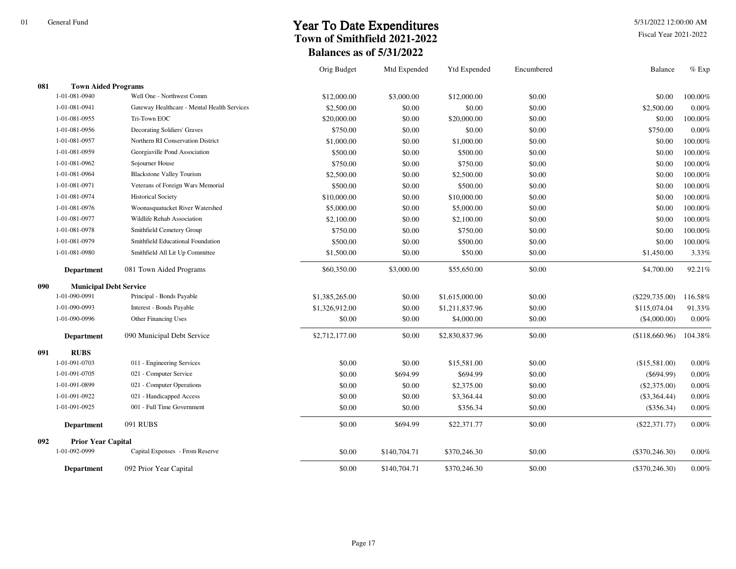01 General Fund

# Year To Date Expenditures
## Town of Smithfield 2021-2022
## Balances as of 5/31/2022

5/31/2022 12:00:00 AM
Fiscal Year 2021-2022

| | | Orig Budget | Mtd Expended | Ytd Expended | Encumbered | Balance | % Exp |
|---|---|---|---|---|---|---|---|
| **081** | **Town Aided Programs** | | | | | | |
| 1-01-081-0940 | Well One - Northwest Comm | $12,000.00 | $3,000.00 | $12,000.00 | $0.00 | $0.00 | 100.00% |
| 1-01-081-0941 | Gateway Healthcare - Mental Health Services | $2,500.00 | $0.00 | $0.00 | $0.00 | $2,500.00 | 0.00% |
| 1-01-081-0955 | Tri-Town EOC | $20,000.00 | $0.00 | $20,000.00 | $0.00 | $0.00 | 100.00% |
| 1-01-081-0956 | Decorating Soldiers' Graves | $750.00 | $0.00 | $0.00 | $0.00 | $750.00 | 0.00% |
| 1-01-081-0957 | Northern RI Conservation District | $1,000.00 | $0.00 | $1,000.00 | $0.00 | $0.00 | 100.00% |
| 1-01-081-0959 | Georgiaville Pond Association | $500.00 | $0.00 | $500.00 | $0.00 | $0.00 | 100.00% |
| 1-01-081-0962 | Sojourner House | $750.00 | $0.00 | $750.00 | $0.00 | $0.00 | 100.00% |
| 1-01-081-0964 | Blackstone Valley Tourism | $2,500.00 | $0.00 | $2,500.00 | $0.00 | $0.00 | 100.00% |
| 1-01-081-0971 | Veterans of Foreign Wars Memorial | $500.00 | $0.00 | $500.00 | $0.00 | $0.00 | 100.00% |
| 1-01-081-0974 | Historical Society | $10,000.00 | $0.00 | $10,000.00 | $0.00 | $0.00 | 100.00% |
| 1-01-081-0976 | Woonasquatucket River Watershed | $5,000.00 | $0.00 | $5,000.00 | $0.00 | $0.00 | 100.00% |
| 1-01-081-0977 | Wildlife Rehab Association | $2,100.00 | $0.00 | $2,100.00 | $0.00 | $0.00 | 100.00% |
| 1-01-081-0978 | Smithfield Cemetery Group | $750.00 | $0.00 | $750.00 | $0.00 | $0.00 | 100.00% |
| 1-01-081-0979 | Smithfield Educational Foundation | $500.00 | $0.00 | $500.00 | $0.00 | $0.00 | 100.00% |
| 1-01-081-0980 | Smithfield All Lit Up Committee | $1,500.00 | $0.00 | $50.00 | $0.00 | $1,450.00 | 3.33% |
| **Department** | 081 Town Aided Programs | $60,350.00 | $3,000.00 | $55,650.00 | $0.00 | $4,700.00 | 92.21% |
| **090** | **Municipal Debt Service** | | | | | | |
| 1-01-090-0991 | Principal - Bonds Payable | $1,385,265.00 | $0.00 | $1,615,000.00 | $0.00 | ($229,735.00) | 116.58% |
| 1-01-090-0993 | Interest - Bonds Payable | $1,326,912.00 | $0.00 | $1,211,837.96 | $0.00 | $115,074.04 | 91.33% |
| 1-01-090-0996 | Other Financing Uses | $0.00 | $0.00 | $4,000.00 | $0.00 | ($4,000.00) | 0.00% |
| **Department** | 090 Municipal Debt Service | $2,712,177.00 | $0.00 | $2,830,837.96 | $0.00 | ($118,660.96) | 104.38% |
| **091** | **RUBS** | | | | | | |
| 1-01-091-0703 | 011 - Engineering Services | $0.00 | $0.00 | $15,581.00 | $0.00 | ($15,581.00) | 0.00% |
| 1-01-091-0705 | 021 - Computer Service | $0.00 | $694.99 | $694.99 | $0.00 | ($694.99) | 0.00% |
| 1-01-091-0899 | 021 - Computer Operations | $0.00 | $0.00 | $2,375.00 | $0.00 | ($2,375.00) | 0.00% |
| 1-01-091-0922 | 021 - Handicapped Access | $0.00 | $0.00 | $3,364.44 | $0.00 | ($3,364.44) | 0.00% |
| 1-01-091-0925 | 001 - Full Time Government | $0.00 | $0.00 | $356.34 | $0.00 | ($356.34) | 0.00% |
| **Department** | 091 RUBS | $0.00 | $694.99 | $22,371.77 | $0.00 | ($22,371.77) | 0.00% |
| **092** | **Prior Year Capital** | | | | | | |
| 1-01-092-0999 | Capital Expenses - From Reserve | $0.00 | $140,704.71 | $370,246.30 | $0.00 | ($370,246.30) | 0.00% |
| **Department** | 092 Prior Year Capital | $0.00 | $140,704.71 | $370,246.30 | $0.00 | ($370,246.30) | 0.00% |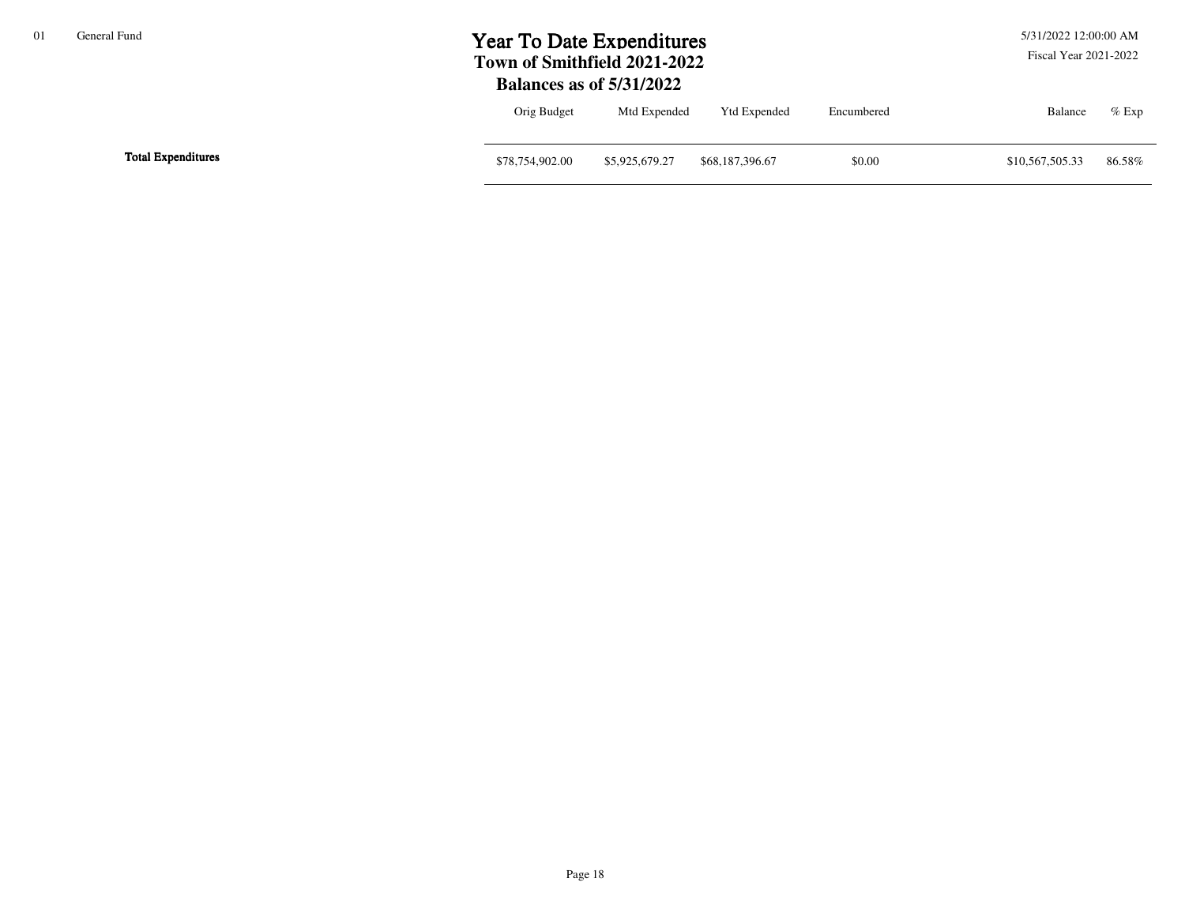01 General Fund

# Year To Date Expenditures
## Town of Smithfield 2021-2022
## Balances as of 5/31/2022

5/31/2022 12:00:00 AM
Fiscal Year 2021-2022

| | Orig Budget | Mtd Expended | Ytd Expended | Encumbered | Balance | % Exp |
|---|---|---|---|---|---|---|
| **Total Expenditures** | $78,754,902.00 | $5,925,679.27 | $68,187,396.67 | $0.00 | $10,567,505.33 | 86.58% |